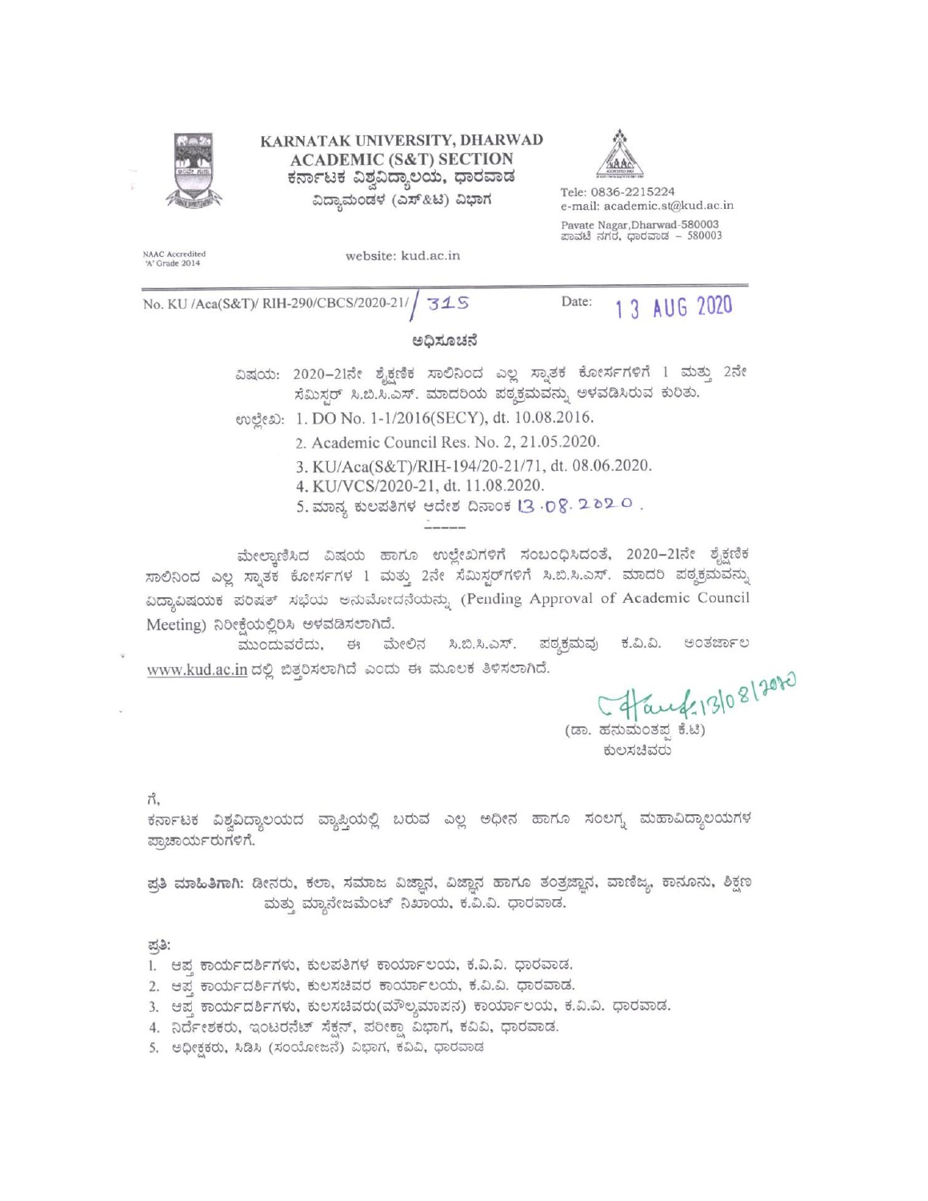# KARNATAK UNIVERSITY, DHARWAD
## ACADEMIC (S&T) SECTION
### ಕರ್ನಾಟಕ ವಿಶ್ವವಿದ್ಯಾಲಯ, ಧಾರವಾಡ
ವಿದ್ಯಾಮಂಡಳ (ಎಸ್&ಟಿ) ವಿಭಾಗ

Tele: 0836-2215224
e-mail: academic.st@kud.ac.in
Pavate Nagar, Dharwad-580003
ಪಾವಟೆ ನಗರ, ಧಾರವಾಡ – 580003

NAAC Accredited 'A' Grade 2014

website: kud.ac.in

---

No. KU /Aca(S&T)/ RIH-290/CBCS/2020-21/ 315 Date: 13 AUG 2020

**ಅಧಿಸೂಚನೆ**

ವಿಷಯ: 2020–21ನೇ ಶೈಕ್ಷಣಿಕ ಸಾಲಿನಿಂದ ಎಲ್ಲ ಸ್ನಾತಕ ಕೋರ್ಸಗಳಿಗೆ 1 ಮತ್ತು 2ನೇ ಸೆಮಿಸ್ಟರ್ ಸಿ.ಬಿ.ಸಿ.ಎಸ್. ಮಾದರಿಯ ಪಠ್ಯಕ್ರಮವನ್ನು ಅಳವಡಿಸಿರುವ ಕುರಿತು.

ಉಲ್ಲೇಖ:
1. DO No. 1-1/2016(SECY), dt. 10.08.2016.
2. Academic Council Res. No. 2, 21.05.2020.
3. KU/Aca(S&T)/RIH-194/20-21/71, dt. 08.06.2020.
4. KU/VCS/2020-21, dt. 11.08.2020.
5. ಮಾನ್ಯ ಕುಲಪತಿಗಳ ಆದೇಶ ದಿನಾಂಕ 13.08.2020.

---

ಮೇಲ್ಕಾಣಿಸಿದ ವಿಷಯ ಹಾಗೂ ಉಲ್ಲೇಖಗಳಿಗೆ ಸಂಬಂಧಿಸಿದಂತೆ, 2020–21ನೇ ಶೈಕ್ಷಣಿಕ ಸಾಲಿನಿಂದ ಎಲ್ಲ ಸ್ನಾತಕ ಕೋರ್ಸಗಳ 1 ಮತ್ತು 2ನೇ ಸೆಮಿಸ್ಟರ್‌ಗಳಿಗೆ ಸಿ.ಬಿ.ಸಿ.ಎಸ್. ಮಾದರಿ ಪಠ್ಯಕ್ರಮವನ್ನು ವಿದ್ಯಾವಿಷಯಕ ಪರಿಷತ್ ಸಭೆಯ ಅನುಮೋದನೆಯನ್ನು (Pending Approval of Academic Council Meeting) ನಿರೀಕ್ಷೆಯಲ್ಲಿರಿಸಿ ಅಳವಡಿಸಲಾಗಿದೆ.

ಮುಂದುವರೆದು, ಈ ಮೇಲಿನ ಸಿ.ಬಿ.ಸಿ.ಎಸ್. ಪಠ್ಯಕ್ರಮವು ಕ.ವಿ.ವಿ. ಅಂತರ್ಜಾಲ www.kud.ac.in ದಲ್ಲಿ ಬಿತ್ತರಿಸಲಾಗಿದೆ ಎಂದು ಈ ಮೂಲಕ ತಿಳಿಸಲಾಗಿದೆ.

Sd/- 13/08/2020
(ಡಾ. ಹನುಮಂತಪ್ಪ ಕೆ.ಟಿ)
ಕುಲಸಚಿವರು

ಗೆ,
ಕರ್ನಾಟಕ ವಿಶ್ವವಿದ್ಯಾಲಯದ ವ್ಯಾಪ್ತಿಯಲ್ಲಿ ಬರುವ ಎಲ್ಲ ಅಧೀನ ಹಾಗೂ ಸಂಲಗ್ನ ಮಹಾವಿದ್ಯಾಲಯಗಳ ಪ್ರಾಚಾರ್ಯರುಗಳಿಗೆ.

**ಪ್ರತಿ ಮಾಹಿತಿಗಾಗಿ:** ಡೀನರು, ಕಲಾ, ಸಮಾಜ ವಿಜ್ಞಾನ, ವಿಜ್ಞಾನ ಹಾಗೂ ತಂತ್ರಜ್ಞಾನ, ವಾಣಿಜ್ಯ, ಕಾನೂನು, ಶಿಕ್ಷಣ ಮತ್ತು ಮ್ಯಾನೇಜಮೆಂಟ್ ನಿಖಾಯ, ಕ.ವಿ.ವಿ. ಧಾರವಾಡ.

ಪ್ರತಿ:
1. ಆಪ್ತ ಕಾರ್ಯದರ್ಶಿಗಳು, ಕುಲಪತಿಗಳ ಕಾರ್ಯಾಲಯ, ಕ.ವಿ.ವಿ. ಧಾರವಾಡ.
2. ಆಪ್ತ ಕಾರ್ಯದರ್ಶಿಗಳು, ಕುಲಸಚಿವರ ಕಾರ್ಯಾಲಯ, ಕ.ವಿ.ವಿ. ಧಾರವಾಡ.
3. ಆಪ್ತ ಕಾರ್ಯದರ್ಶಿಗಳು, ಕುಲಸಚಿವರು(ಮೌಲ್ಯಮಾಪನ) ಕಾರ್ಯಾಲಯ, ಕ.ವಿ.ವಿ. ಧಾರವಾಡ.
4. ನಿರ್ದೇಶಕರು, ಇಂಟರನೇಟ್ ಸೆಕ್ಷನ್, ಪರೀಕ್ಷಾ ವಿಭಾಗ, ಕವಿವಿ, ಧಾರವಾಡ.
5. ಅಧೀಕ್ಷಕರು, ಸಿಡಿಸಿ (ಸಂಯೋಜನೆ) ವಿಭಾಗ, ಕವಿವಿ, ಧಾರವಾಡ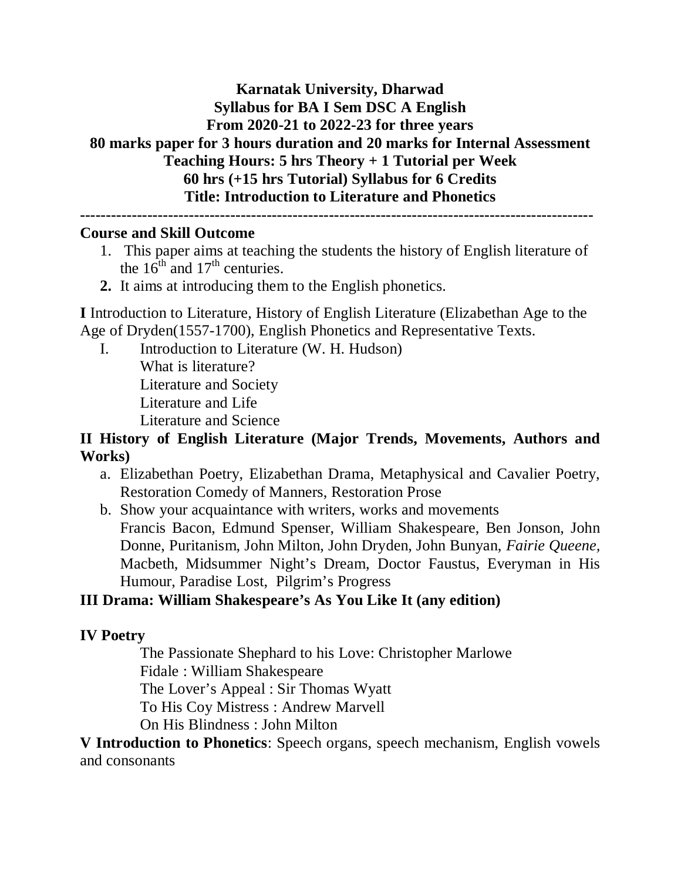**Karnatak University, Dharwad**
**Syllabus for BA I Sem DSC A English**
**From 2020-21 to 2022-23 for three years**
**80 marks paper for 3 hours duration and 20 marks for Internal Assessment**
**Teaching Hours: 5 hrs Theory + 1 Tutorial per Week**
**60 hrs (+15 hrs Tutorial) Syllabus for 6 Credits**
**Title: Introduction to Literature and Phonetics**

---

**Course and Skill Outcome**

1. This paper aims at teaching the students the history of English literature of the 16th and 17th centuries.
2. It aims at introducing them to the English phonetics.

**I** Introduction to Literature, History of English Literature (Elizabethan Age to the Age of Dryden(1557-1700), English Phonetics and Representative Texts.

I. Introduction to Literature (W. H. Hudson)
   What is literature?
   Literature and Society
   Literature and Life
   Literature and Science

**II History of English Literature (Major Trends, Movements, Authors and Works)**

a. Elizabethan Poetry, Elizabethan Drama, Metaphysical and Cavalier Poetry, Restoration Comedy of Manners, Restoration Prose
b. Show your acquaintance with writers, works and movements
   Francis Bacon, Edmund Spenser, William Shakespeare, Ben Jonson, John Donne, Puritanism, John Milton, John Dryden, John Bunyan, *Fairie Queene,* Macbeth, Midsummer Night's Dream, Doctor Faustus, Everyman in His Humour, Paradise Lost, Pilgrim's Progress

**III Drama: William Shakespeare's As You Like It (any edition)**

**IV Poetry**

The Passionate Shephard to his Love: Christopher Marlowe
Fidale : William Shakespeare
The Lover's Appeal : Sir Thomas Wyatt
To His Coy Mistress : Andrew Marvell
On His Blindness : John Milton

**V Introduction to Phonetics**: Speech organs, speech mechanism, English vowels and consonants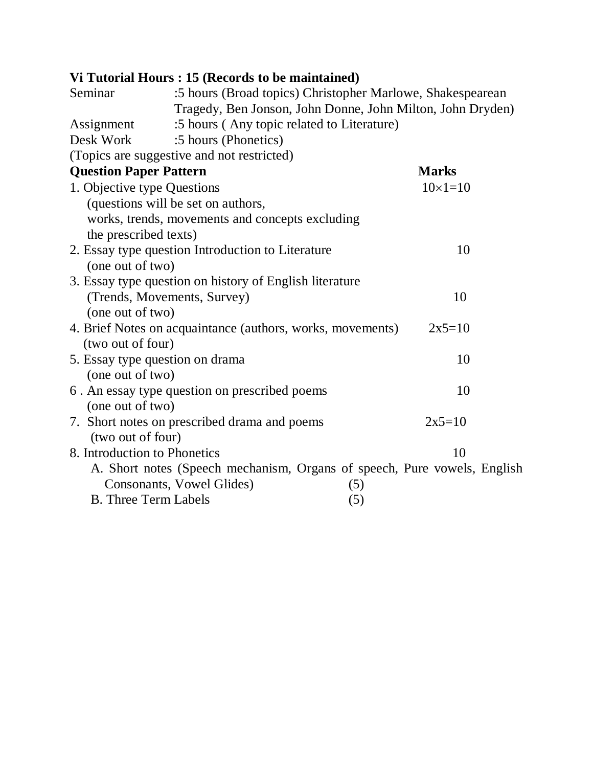**Vi Tutorial Hours : 15 (Records to be maintained)**

Seminar :5 hours (Broad topics) Christopher Marlowe, Shakespearean Tragedy, Ben Jonson, John Donne, John Milton, John Dryden)

Assignment :5 hours ( Any topic related to Literature)

Desk Work :5 hours (Phonetics)

(Topics are suggestive and not restricted)

| **Question Paper Pattern** | **Marks** |
|---|---|
| 1. Objective type Questions (questions will be set on authors, works, trends, movements and concepts excluding the prescribed texts) | $10 \times 1 = 10$ |
| 2. Essay type question Introduction to Literature (one out of two) | 10 |
| 3. Essay type question on history of English literature (Trends, Movements, Survey) (one out of two) | 10 |
| 4. Brief Notes on acquaintance (authors, works, movements) (two out of four) | 2x5=10 |
| 5. Essay type question on drama (one out of two) | 10 |
| 6 . An essay type question on prescribed poems (one out of two) | 10 |
| 7. Short notes on prescribed drama and poems (two out of four) | 2x5=10 |
| 8. Introduction to Phonetics | 10 |

A. Short notes (Speech mechanism, Organs of speech, Pure vowels, English Consonants, Vowel Glides) (5)

B. Three Term Labels (5)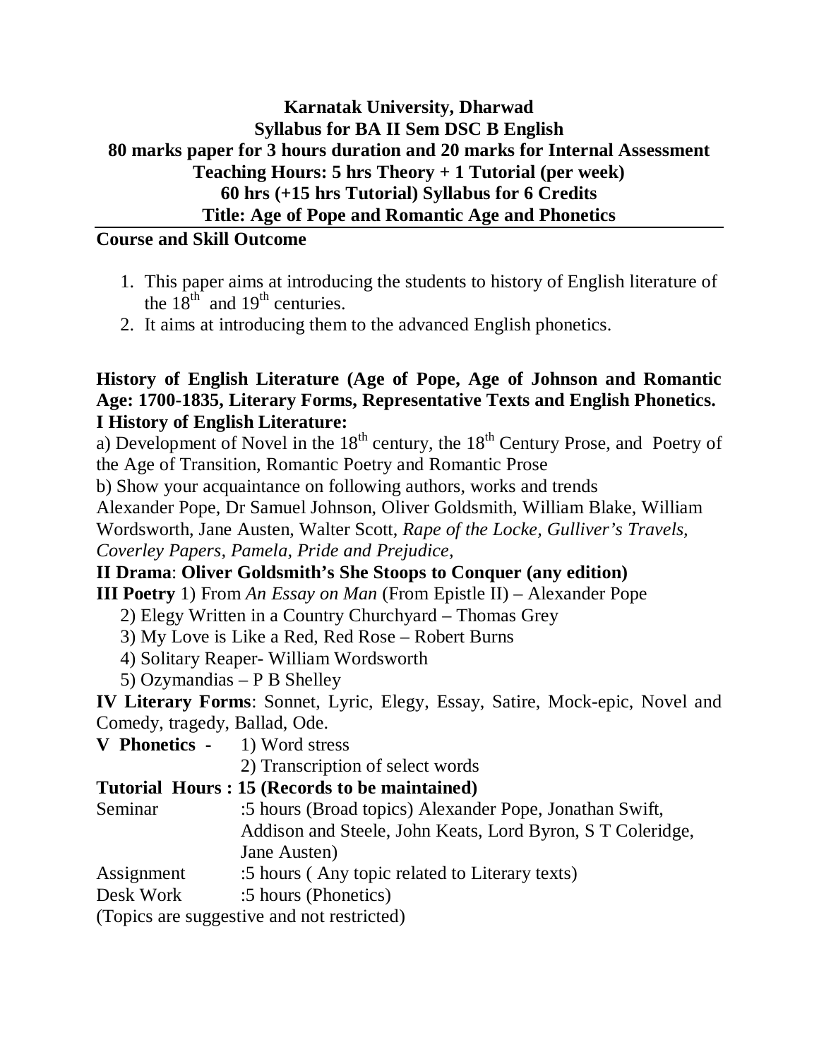**Karnatak University, Dharwad**
**Syllabus for BA II Sem DSC B English**
**80 marks paper for 3 hours duration and 20 marks for Internal Assessment**
**Teaching Hours: 5 hrs Theory + 1 Tutorial (per week)**
**60 hrs (+15 hrs Tutorial) Syllabus for 6 Credits**
**Title: Age of Pope and Romantic Age and Phonetics**

**Course and Skill Outcome**

1. This paper aims at introducing the students to history of English literature of the 18th and 19th centuries.
2. It aims at introducing them to the advanced English phonetics.

**History of English Literature (Age of Pope, Age of Johnson and Romantic Age: 1700-1835, Literary Forms, Representative Texts and English Phonetics.**

**I History of English Literature:**

a) Development of Novel in the 18th century, the 18th Century Prose, and Poetry of the Age of Transition, Romantic Poetry and Romantic Prose

b) Show your acquaintance on following authors, works and trends

Alexander Pope, Dr Samuel Johnson, Oliver Goldsmith, William Blake, William Wordsworth, Jane Austen, Walter Scott, *Rape of the Locke, Gulliver's Travels, Coverley Papers, Pamela, Pride and Prejudice,*

**II Drama**: **Oliver Goldsmith's She Stoops to Conquer (any edition)**

**III Poetry** 1) From *An Essay on Man* (From Epistle II) – Alexander Pope

2) Elegy Written in a Country Churchyard – Thomas Grey

3) My Love is Like a Red, Red Rose – Robert Burns

4) Solitary Reaper- William Wordsworth

5) Ozymandias – P B Shelley

**IV Literary Forms**: Sonnet, Lyric, Elegy, Essay, Satire, Mock-epic, Novel and Comedy, tragedy, Ballad, Ode.

**V Phonetics -** 1) Word stress

2) Transcription of select words

**Tutorial Hours : 15 (Records to be maintained)**

Seminar :5 hours (Broad topics) Alexander Pope, Jonathan Swift, Addison and Steele, John Keats, Lord Byron, S T Coleridge, Jane Austen)

Assignment :5 hours ( Any topic related to Literary texts)

Desk Work :5 hours (Phonetics)

(Topics are suggestive and not restricted)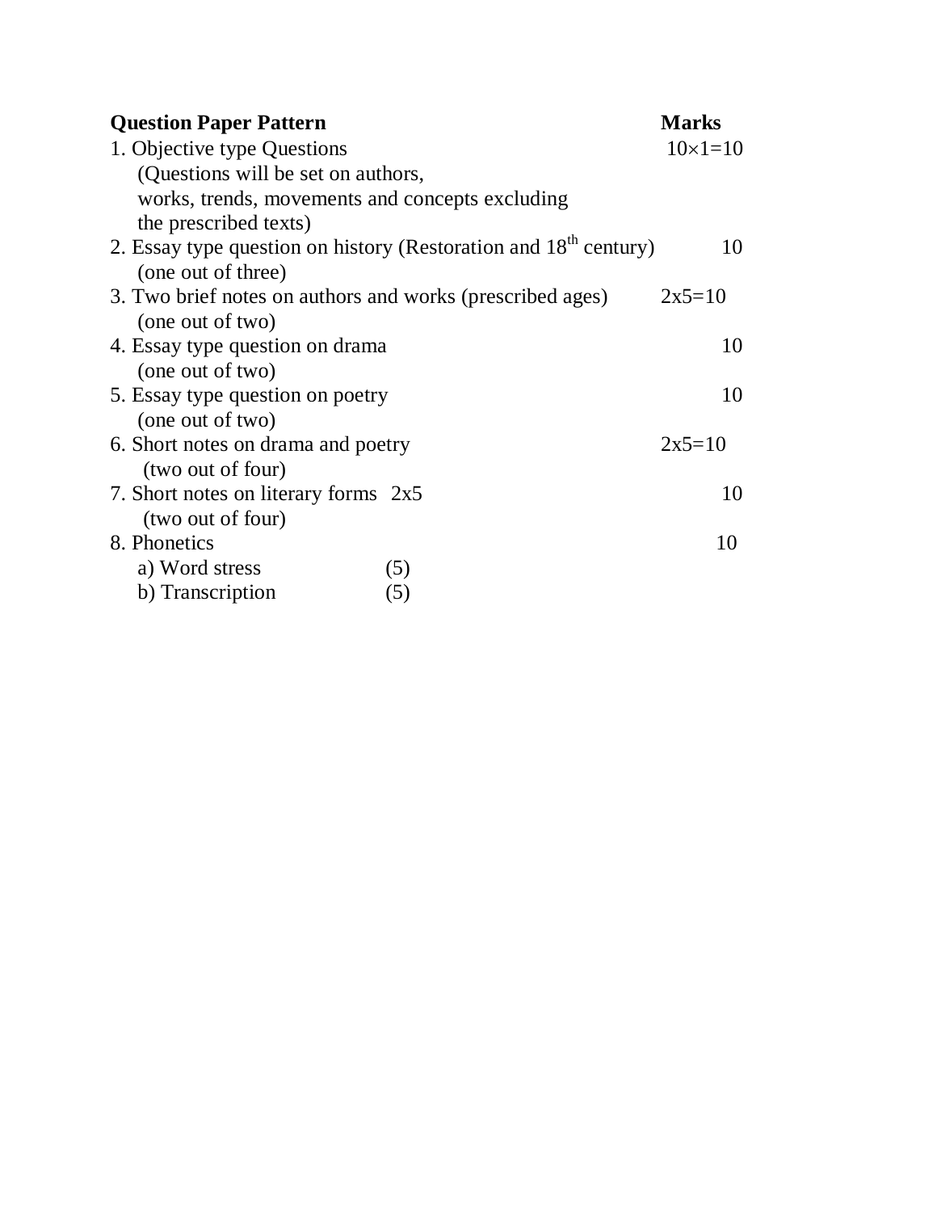| **Question Paper Pattern** | **Marks** |
|---|---|
| 1. Objective type Questions (Questions will be set on authors, works, trends, movements and concepts excluding the prescribed texts) | $10 \times 1 = 10$ |
| 2. Essay type question on history (Restoration and 18th century) (one out of three) | 10 |
| 3. Two brief notes on authors and works (prescribed ages) (one out of two) | 2x5=10 |
| 4. Essay type question on drama (one out of two) | 10 |
| 5. Essay type question on poetry (one out of two) | 10 |
| 6. Short notes on drama and poetry (two out of four) | 2x5=10 |
| 7. Short notes on literary forms 2x5 (two out of four) | 10 |
| 8. Phonetics<br>a) Word stress (5)<br>b) Transcription (5) | 10 |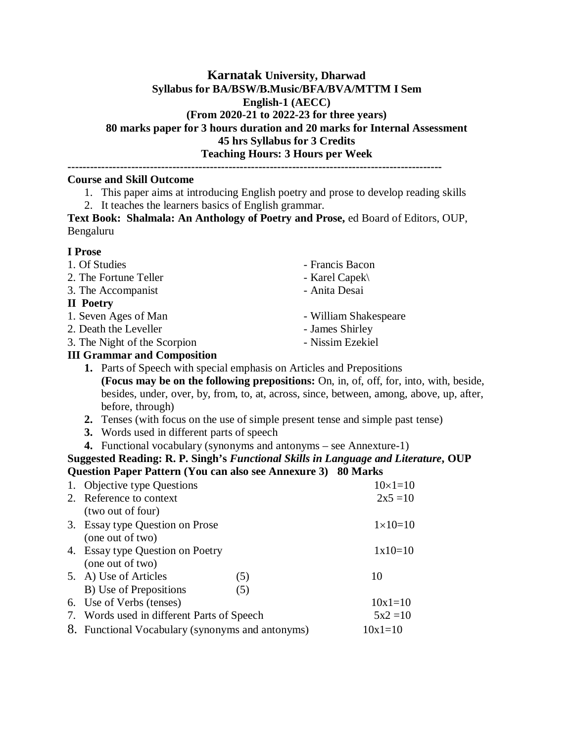# Karnatak University, Dharwad

**Syllabus for BA/BSW/B.Music/BFA/BVA/MTTM I Sem**

**English-1 (AECC)**

**(From 2020-21 to 2022-23 for three years)**

**80 marks paper for 3 hours duration and 20 marks for Internal Assessment**

**45 hrs Syllabus for 3 Credits**

**Teaching Hours: 3 Hours per Week**

---

**Course and Skill Outcome**

1. This paper aims at introducing English poetry and prose to develop reading skills
2. It teaches the learners basics of English grammar.

**Text Book: Shalmala: An Anthology of Poetry and Prose,** ed Board of Editors, OUP, Bengaluru

**I Prose**

1. Of Studies - Francis Bacon
2. The Fortune Teller - Karel Capek\
3. The Accompanist - Anita Desai

**II Poetry**

1. Seven Ages of Man - William Shakespeare
2. Death the Leveller - James Shirley
3. The Night of the Scorpion - Nissim Ezekiel

**III Grammar and Composition**

1. Parts of Speech with special emphasis on Articles and Prepositions **(Focus may be on the following prepositions:** On, in, of, off, for, into, with, beside, besides, under, over, by, from, to, at, across, since, between, among, above, up, after, before, through)
2. Tenses (with focus on the use of simple present tense and simple past tense)
3. Words used in different parts of speech
4. Functional vocabulary (synonyms and antonyms – see Annexture-1)

**Suggested Reading: R. P. Singh's *Functional Skills in Language and Literature*, OUP**

**Question Paper Pattern (You can also see Annexure 3) 80 Marks**

| | | | |
|---|---|---|---|
| 1. | Objective type Questions | | 10×1=10 |
| 2. | Reference to context (two out of four) | | 2x5 =10 |
| 3. | Essay type Question on Prose (one out of two) | | 1×10=10 |
| 4. | Essay type Question on Poetry (one out of two) | | 1x10=10 |
| 5. | A) Use of Articles | (5) | 10 |
| | B) Use of Prepositions | (5) | |
| 6. | Use of Verbs (tenses) | | 10x1=10 |
| 7. | Words used in different Parts of Speech | | 5x2 =10 |
| 8. | Functional Vocabulary (synonyms and antonyms) | | 10x1=10 |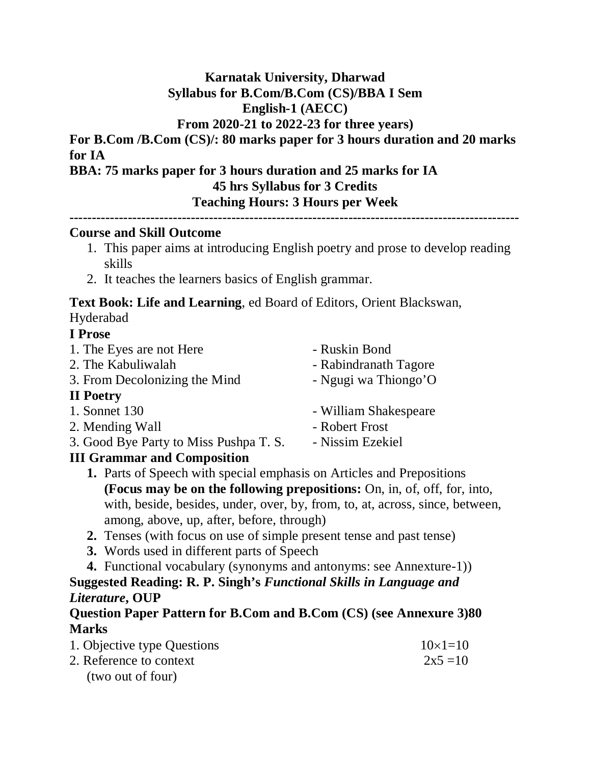**Karnatak University, Dharwad**
**Syllabus for B.Com/B.Com (CS)/BBA I Sem**
**English-1 (AECC)**
**From 2020-21 to 2022-23 for three years)**

**For B.Com /B.Com (CS)/: 80 marks paper for 3 hours duration and 20 marks for IA**

**BBA: 75 marks paper for 3 hours duration and 25 marks for IA**

**45 hrs Syllabus for 3 Credits**
**Teaching Hours: 3 Hours per Week**

---

**Course and Skill Outcome**

1. This paper aims at introducing English poetry and prose to develop reading skills
2. It teaches the learners basics of English grammar.

**Text Book: Life and Learning**, ed Board of Editors, Orient Blackswan, Hyderabad

**I Prose**

1. The Eyes are not Here - Ruskin Bond
2. The Kabuliwalah - Rabindranath Tagore
3. From Decolonizing the Mind - Ngugi wa Thiongo'O

**II Poetry**

1. Sonnet 130 - William Shakespeare
2. Mending Wall - Robert Frost
3. Good Bye Party to Miss Pushpa T. S. - Nissim Ezekiel

**III Grammar and Composition**

1. Parts of Speech with special emphasis on Articles and Prepositions **(Focus may be on the following prepositions:** On, in, of, off, for, into, with, beside, besides, under, over, by, from, to, at, across, since, between, among, above, up, after, before, through)
2. Tenses (with focus on use of simple present tense and past tense)
3. Words used in different parts of Speech
4. Functional vocabulary (synonyms and antonyms: see Annexture-1))

**Suggested Reading: R. P. Singh's *Functional Skills in Language and Literature*, OUP**

**Question Paper Pattern for B.Com and B.Com (CS) (see Annexure 3)80 Marks**

1. Objective type Questions $10\times1=10$
2. Reference to context $2x5=10$
   (two out of four)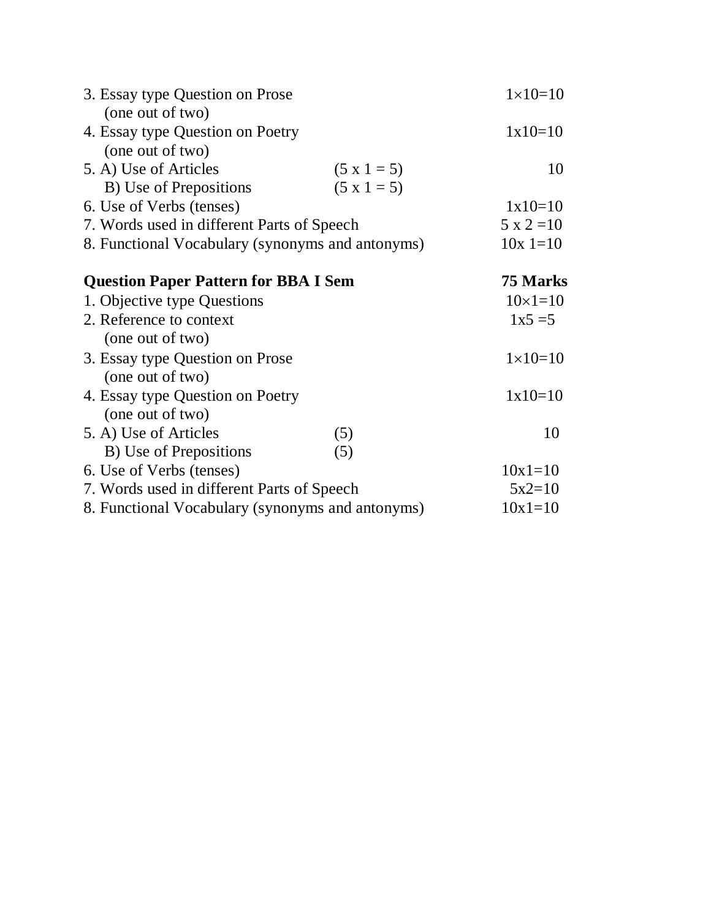| | | |
|---|---|---|
| 3. Essay type Question on Prose (one out of two) | | 1×10=10 |
| 4. Essay type Question on Poetry (one out of two) | | 1x10=10 |
| 5. A) Use of Articles | (5 x 1 = 5) | 10 |
| B) Use of Prepositions | (5 x 1 = 5) | |
| 6. Use of Verbs (tenses) | | 1x10=10 |
| 7. Words used in different Parts of Speech | | 5 x 2 =10 |
| 8. Functional Vocabulary (synonyms and antonyms) | | 10x 1=10 |

| **Question Paper Pattern for BBA I Sem** | | **75 Marks** |
|---|---|---|
| 1. Objective type Questions | | 10×1=10 |
| 2. Reference to context (one out of two) | | 1x5 =5 |
| 3. Essay type Question on Prose (one out of two) | | 1×10=10 |
| 4. Essay type Question on Poetry (one out of two) | | 1x10=10 |
| 5. A) Use of Articles | (5) | 10 |
| B) Use of Prepositions | (5) | |
| 6. Use of Verbs (tenses) | | 10x1=10 |
| 7. Words used in different Parts of Speech | | 5x2=10 |
| 8. Functional Vocabulary (synonyms and antonyms) | | 10x1=10 |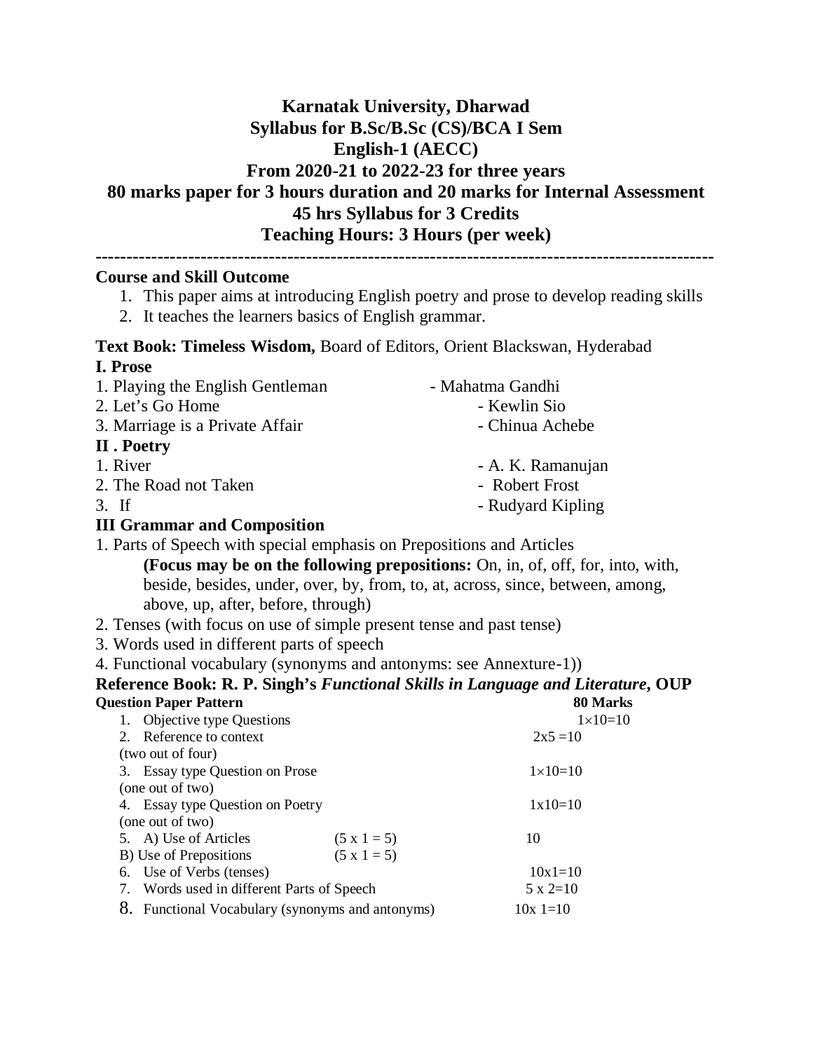# Karnatak University, Dharwad
## Syllabus for B.Sc/B.Sc (CS)/BCA I Sem
## English-1 (AECC)
## From 2020-21 to 2022-23 for three years
## 80 marks paper for 3 hours duration and 20 marks for Internal Assessment
## 45 hrs Syllabus for 3 Credits
## Teaching Hours: 3 Hours (per week)

---

**Course and Skill Outcome**

1. This paper aims at introducing English poetry and prose to develop reading skills
2. It teaches the learners basics of English grammar.

**Text Book: Timeless Wisdom,** Board of Editors, Orient Blackswan, Hyderabad

**I. Prose**

1. Playing the English Gentleman - Mahatma Gandhi
2. Let's Go Home - Kewlin Sio
3. Marriage is a Private Affair - Chinua Achebe

**II . Poetry**

1. River - A. K. Ramanujan
2. The Road not Taken - Robert Frost
3. If - Rudyard Kipling

**III Grammar and Composition**

1. Parts of Speech with special emphasis on Prepositions and Articles
   **(Focus may be on the following prepositions:** On, in, of, off, for, into, with, beside, besides, under, over, by, from, to, at, across, since, between, among, above, up, after, before, through)
2. Tenses (with focus on use of simple present tense and past tense)
3. Words used in different parts of speech
4. Functional vocabulary (synonyms and antonyms: see Annexture-1))

**Reference Book: R. P. Singh's *Functional Skills in Language and Literature*, OUP**

| **Question Paper Pattern** | | **80 Marks** |
|---|---|---|
| 1. Objective type Questions | | $1\times10=10$ |
| 2. Reference to context (two out of four) | | $2x5=10$ |
| 3. Essay type Question on Prose (one out of two) | | $1\times10=10$ |
| 4. Essay type Question on Poetry (one out of two) | | $1x10=10$ |
| 5. A) Use of Articles | $(5 \times 1 = 5)$ | 10 |
| B) Use of Prepositions | $(5 \times 1 = 5)$ | |
| 6. Use of Verbs (tenses) | | $10x1=10$ |
| 7. Words used in different Parts of Speech | | $5 \times 2=10$ |
| 8. Functional Vocabulary (synonyms and antonyms) | | $10x\ 1=10$ |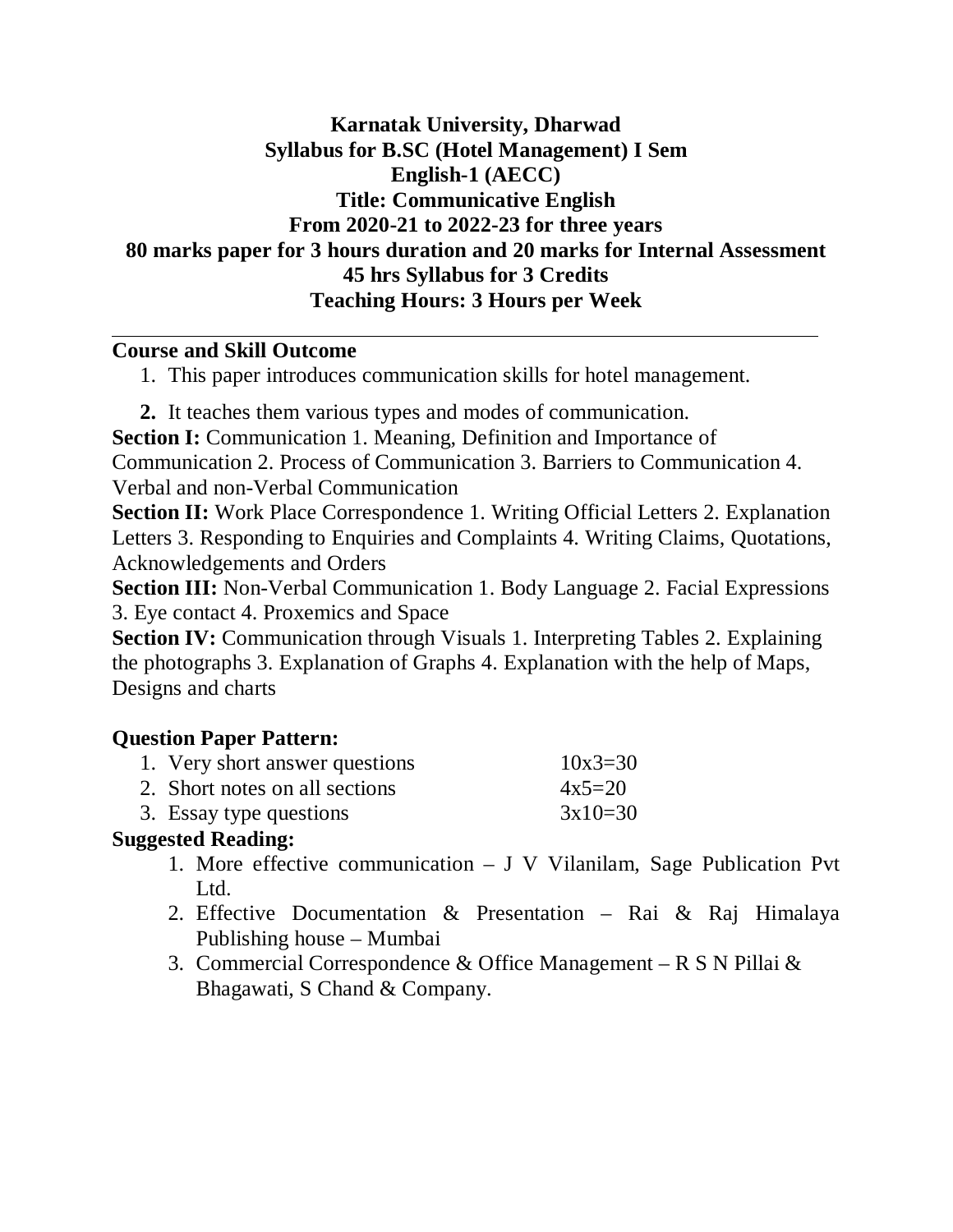**Karnatak University, Dharwad**
**Syllabus for B.SC (Hotel Management) I Sem**
**English-1 (AECC)**
**Title: Communicative English**
**From 2020-21 to 2022-23 for three years**
**80 marks paper for 3 hours duration and 20 marks for Internal Assessment**
**45 hrs Syllabus for 3 Credits**
**Teaching Hours: 3 Hours per Week**

---

**Course and Skill Outcome**

1. This paper introduces communication skills for hotel management.
2. It teaches them various types and modes of communication.

**Section I:** Communication 1. Meaning, Definition and Importance of Communication 2. Process of Communication 3. Barriers to Communication 4. Verbal and non-Verbal Communication

**Section II:** Work Place Correspondence 1. Writing Official Letters 2. Explanation Letters 3. Responding to Enquiries and Complaints 4. Writing Claims, Quotations, Acknowledgements and Orders

**Section III:** Non-Verbal Communication 1. Body Language 2. Facial Expressions 3. Eye contact 4. Proxemics and Space

**Section IV:** Communication through Visuals 1. Interpreting Tables 2. Explaining the photographs 3. Explanation of Graphs 4. Explanation with the help of Maps, Designs and charts

**Question Paper Pattern:**

1. Very short answer questions 10x3=30
2. Short notes on all sections 4x5=20
3. Essay type questions 3x10=30

**Suggested Reading:**

1. More effective communication – J V Vilanilam, Sage Publication Pvt Ltd.
2. Effective Documentation & Presentation – Rai & Raj Himalaya Publishing house – Mumbai
3. Commercial Correspondence & Office Management – R S N Pillai & Bhagawati, S Chand & Company.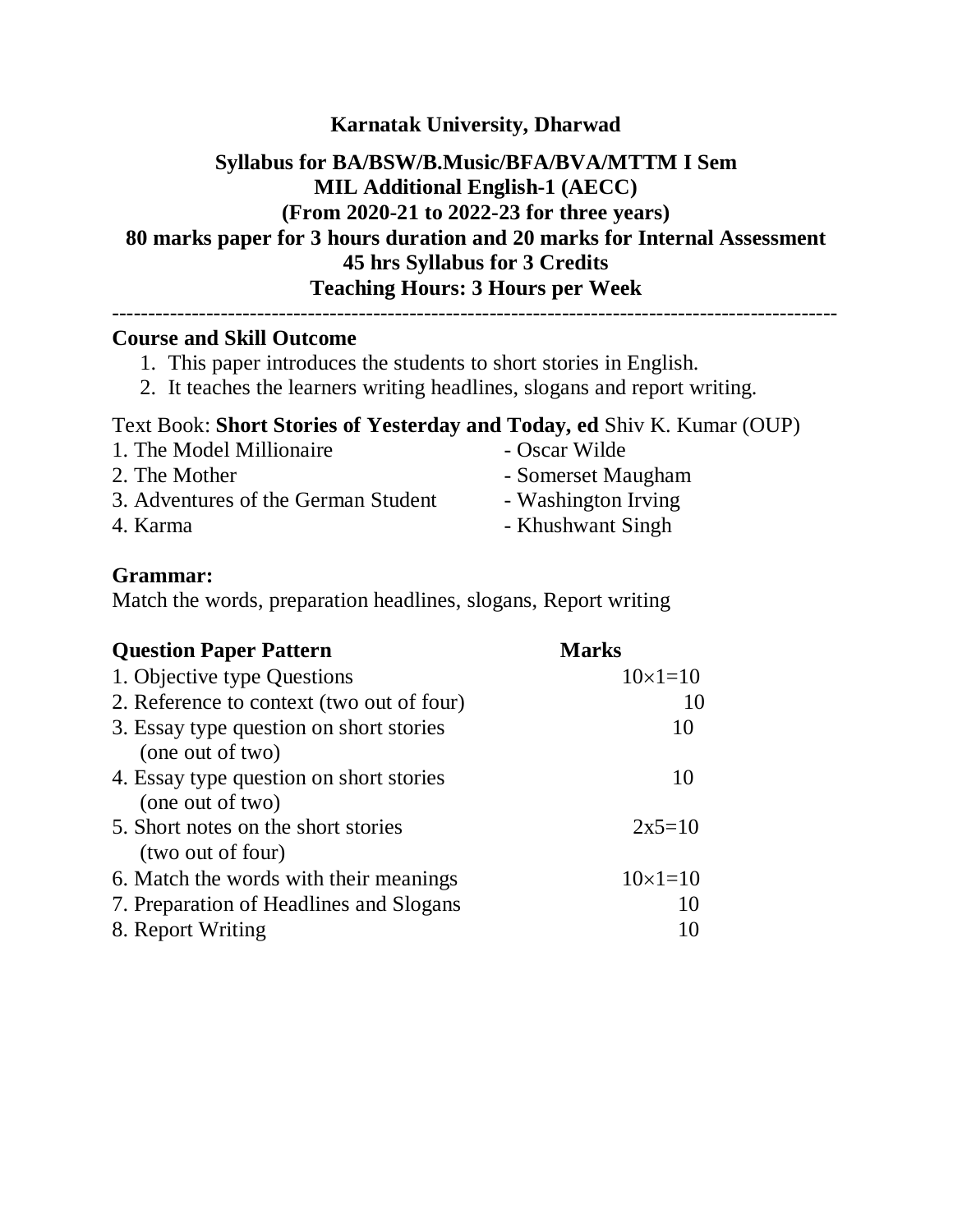# Karnatak University, Dharwad

## Syllabus for BA/BSW/B.Music/BFA/BVA/MTTM I Sem
## MIL Additional English-1 (AECC)
## (From 2020-21 to 2022-23 for three years)
## 80 marks paper for 3 hours duration and 20 marks for Internal Assessment
## 45 hrs Syllabus for 3 Credits
## Teaching Hours: 3 Hours per Week

---

**Course and Skill Outcome**

1. This paper introduces the students to short stories in English.
2. It teaches the learners writing headlines, slogans and report writing.

Text Book: **Short Stories of Yesterday and Today, ed** Shiv K. Kumar (OUP)

| | |
|---|---|
| 1. The Model Millionaire | - Oscar Wilde |
| 2. The Mother | - Somerset Maugham |
| 3. Adventures of the German Student | - Washington Irving |
| 4. Karma | - Khushwant Singh |

**Grammar:**

Match the words, preparation headlines, slogans, Report writing

| **Question Paper Pattern** | **Marks** |
|---|---|
| 1. Objective type Questions | $10\times1=10$ |
| 2. Reference to context (two out of four) | 10 |
| 3. Essay type question on short stories (one out of two) | 10 |
| 4. Essay type question on short stories (one out of two) | 10 |
| 5. Short notes on the short stories (two out of four) | 2x5=10 |
| 6. Match the words with their meanings | $10\times1=10$ |
| 7. Preparation of Headlines and Slogans | 10 |
| 8. Report Writing | 10 |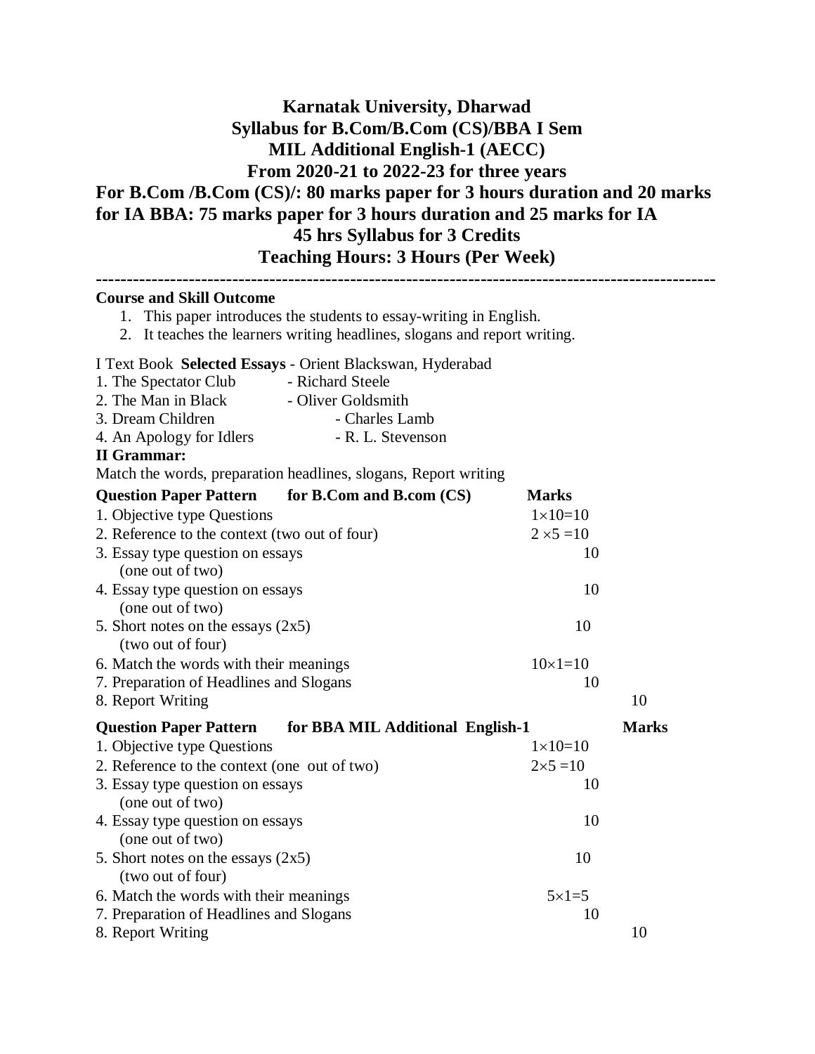# Karnatak University, Dharwad

## Syllabus for B.Com/B.Com (CS)/BBA I Sem

## MIL Additional English-1 (AECC)

## From 2020-21 to 2022-23 for three years

**For B.Com /B.Com (CS)/: 80 marks paper for 3 hours duration and 20 marks for IA BBA: 75 marks paper for 3 hours duration and 25 marks for IA**

**45 hrs Syllabus for 3 Credits**

**Teaching Hours: 3 Hours (Per Week)**

---

**Course and Skill Outcome**

1. This paper introduces the students to essay-writing in English.
2. It teaches the learners writing headlines, slogans and report writing.

I Text Book **Selected Essays** - Orient Blackswan, Hyderabad

1. The Spectator Club - Richard Steele
2. The Man in Black - Oliver Goldsmith
3. Dream Children - Charles Lamb
4. An Apology for Idlers - R. L. Stevenson

**II Grammar:**

Match the words, preparation headlines, slogans, Report writing

| **Question Paper Pattern for B.Com and B.com (CS)** | **Marks** | |
|---|---|---|
| 1. Objective type Questions | 1×10=10 | |
| 2. Reference to the context (two out of four) | 2 ×5 =10 | |
| 3. Essay type question on essays (one out of two) | 10 | |
| 4. Essay type question on essays (one out of two) | 10 | |
| 5. Short notes on the essays (2x5) (two out of four) | 10 | |
| 6. Match the words with their meanings | 10×1=10 | |
| 7. Preparation of Headlines and Slogans | 10 | |
| 8. Report Writing | | 10 |

| **Question Paper Pattern for BBA MIL Additional English-1** | | **Marks** |
|---|---|---|
| 1. Objective type Questions | 1×10=10 | |
| 2. Reference to the context (one out of two) | 2×5 =10 | |
| 3. Essay type question on essays (one out of two) | 10 | |
| 4. Essay type question on essays (one out of two) | 10 | |
| 5. Short notes on the essays (2x5) (two out of four) | 10 | |
| 6. Match the words with their meanings | 5×1=5 | |
| 7. Preparation of Headlines and Slogans | 10 | |
| 8. Report Writing | | 10 |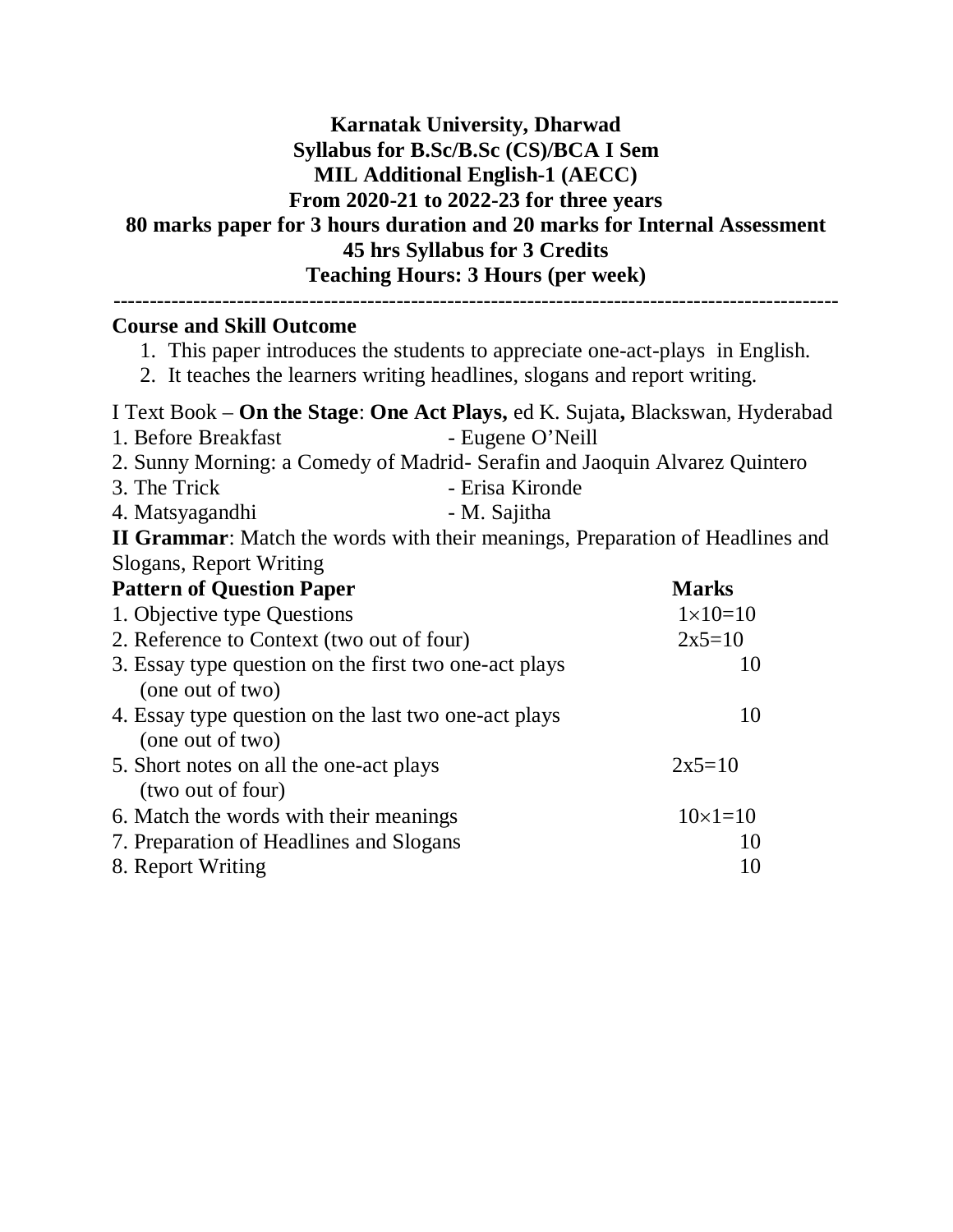**Karnatak University, Dharwad**
**Syllabus for B.Sc/B.Sc (CS)/BCA I Sem**
**MIL Additional English-1 (AECC)**
**From 2020-21 to 2022-23 for three years**
**80 marks paper for 3 hours duration and 20 marks for Internal Assessment**
**45 hrs Syllabus for 3 Credits**
**Teaching Hours: 3 Hours (per week)**

---

**Course and Skill Outcome**

1. This paper introduces the students to appreciate one-act-plays in English.
2. It teaches the learners writing headlines, slogans and report writing.

I Text Book – **On the Stage**: **One Act Plays,** ed K. Sujata**,** Blackswan, Hyderabad

1. Before Breakfast - Eugene O'Neill
2. Sunny Morning: a Comedy of Madrid- Serafin and Jaoquin Alvarez Quintero
3. The Trick - Erisa Kironde
4. Matsyagandhi - M. Sajitha

**II Grammar**: Match the words with their meanings, Preparation of Headlines and Slogans, Report Writing

| **Pattern of Question Paper** | **Marks** |
|---|---|
| 1. Objective type Questions | 1×10=10 |
| 2. Reference to Context (two out of four) | 2x5=10 |
| 3. Essay type question on the first two one-act plays (one out of two) | 10 |
| 4. Essay type question on the last two one-act plays (one out of two) | 10 |
| 5. Short notes on all the one-act plays (two out of four) | 2x5=10 |
| 6. Match the words with their meanings | 10×1=10 |
| 7. Preparation of Headlines and Slogans | 10 |
| 8. Report Writing | 10 |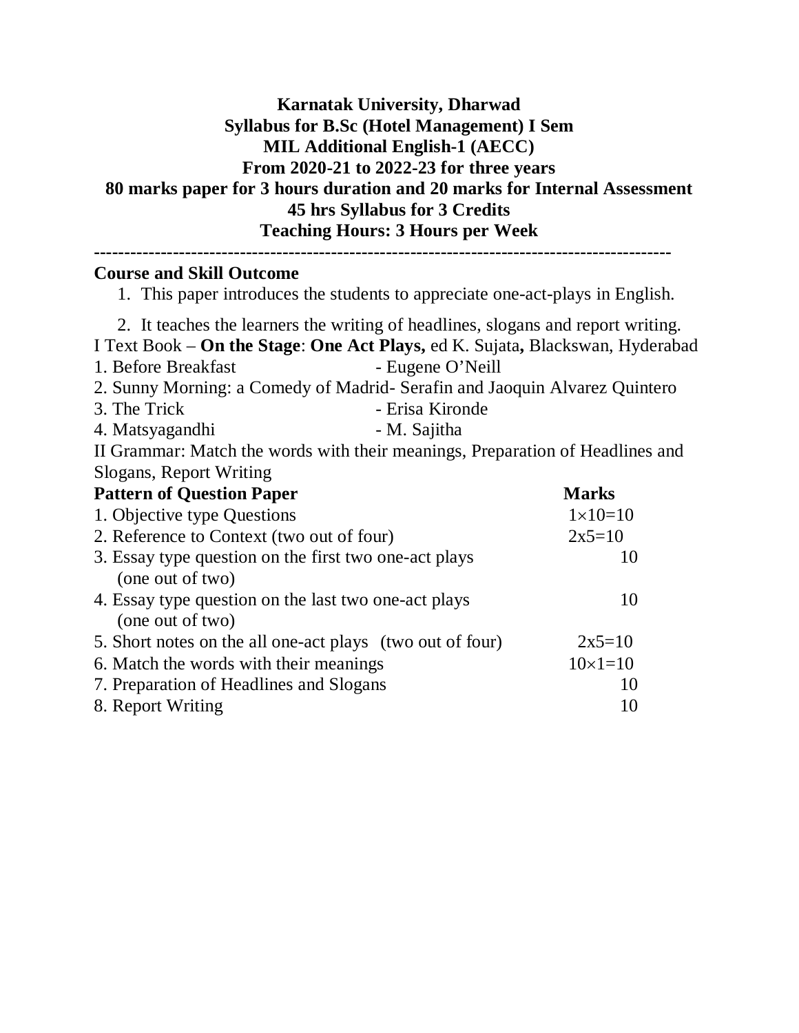**Karnatak University, Dharwad**
**Syllabus for B.Sc (Hotel Management) I Sem**
**MIL Additional English-1 (AECC)**
**From 2020-21 to 2022-23 for three years**
**80 marks paper for 3 hours duration and 20 marks for Internal Assessment**
**45 hrs Syllabus for 3 Credits**
**Teaching Hours: 3 Hours per Week**

---

**Course and Skill Outcome**

1. This paper introduces the students to appreciate one-act-plays in English.
2. It teaches the learners the writing of headlines, slogans and report writing.

I Text Book – **On the Stage**: **One Act Plays,** ed K. Sujata**,** Blackswan, Hyderabad

1. Before Breakfast - Eugene O'Neill
2. Sunny Morning: a Comedy of Madrid- Serafin and Jaoquin Alvarez Quintero
3. The Trick - Erisa Kironde
4. Matsyagandhi - M. Sajitha

II Grammar: Match the words with their meanings, Preparation of Headlines and Slogans, Report Writing

| **Pattern of Question Paper** | **Marks** |
|---|---|
| 1. Objective type Questions | 1×10=10 |
| 2. Reference to Context (two out of four) | 2x5=10 |
| 3. Essay type question on the first two one-act plays (one out of two) | 10 |
| 4. Essay type question on the last two one-act plays (one out of two) | 10 |
| 5. Short notes on the all one-act plays (two out of four) | 2x5=10 |
| 6. Match the words with their meanings | 10×1=10 |
| 7. Preparation of Headlines and Slogans | 10 |
| 8. Report Writing | 10 |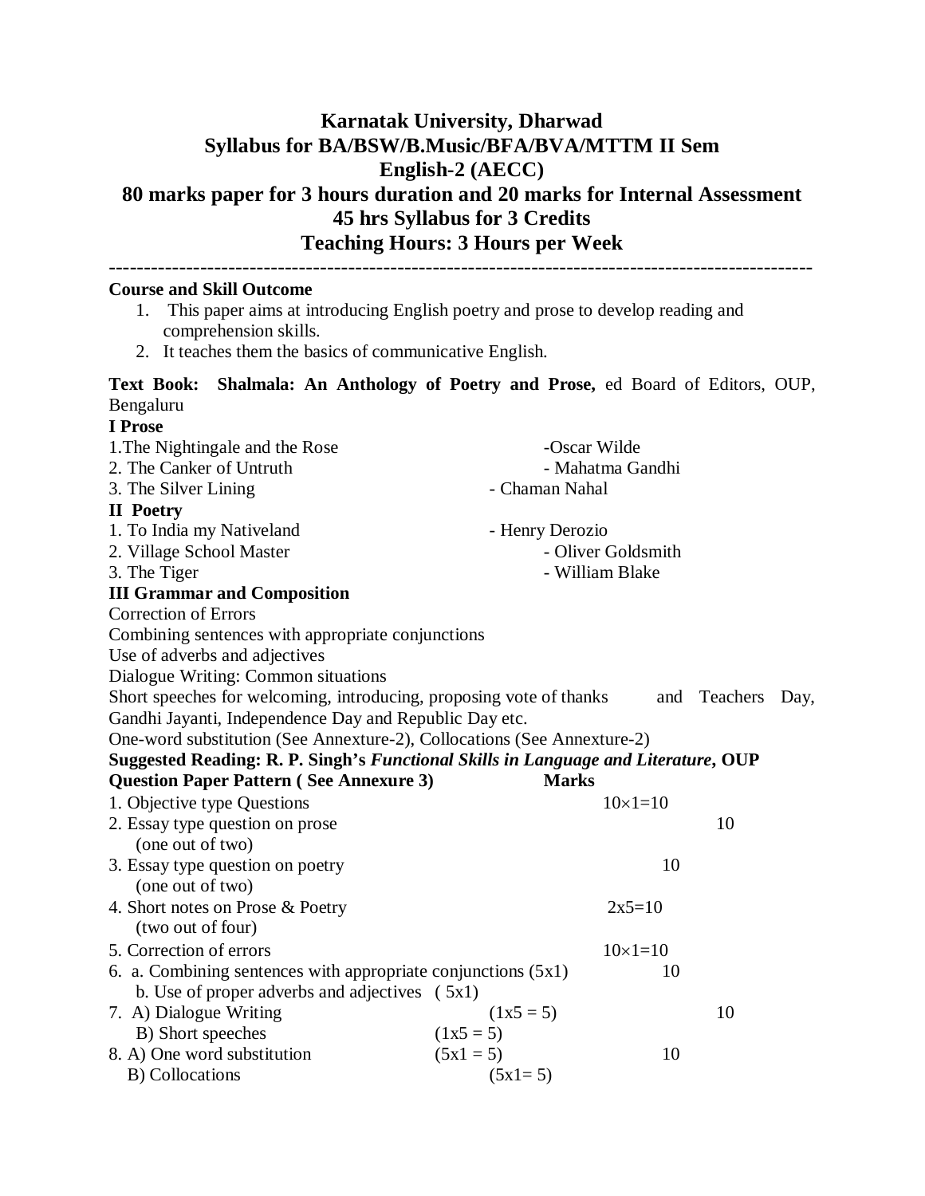# Karnatak University, Dharwad

## Syllabus for BA/BSW/B.Music/BFA/BVA/MTTM II Sem

## English-2 (AECC)

## 80 marks paper for 3 hours duration and 20 marks for Internal Assessment

## 45 hrs Syllabus for 3 Credits

## Teaching Hours: 3 Hours per Week

---

**Course and Skill Outcome**

1. This paper aims at introducing English poetry and prose to develop reading and comprehension skills.
2. It teaches them the basics of communicative English.

**Text Book: Shalmala: An Anthology of Poetry and Prose,** ed Board of Editors, OUP, Bengaluru

**I Prose**

1. The Nightingale and the Rose -Oscar Wilde
2. The Canker of Untruth - Mahatma Gandhi
3. The Silver Lining - Chaman Nahal

**II Poetry**

1. To India my Nativeland - Henry Derozio
2. Village School Master - Oliver Goldsmith
3. The Tiger - William Blake

**III Grammar and Composition**

Correction of Errors

Combining sentences with appropriate conjunctions

Use of adverbs and adjectives

Dialogue Writing: Common situations

Short speeches for welcoming, introducing, proposing vote of thanks and Teachers Day, Gandhi Jayanti, Independence Day and Republic Day etc.

One-word substitution (See Annexture-2), Collocations (See Annexture-2)

**Suggested Reading: R. P. Singh's *Functional Skills in Language and Literature*, OUP**

| Question Paper Pattern ( See Annexure 3) | | Marks |
|---|---|---|
| 1. Objective type Questions | | 10×1=10 |
| 2. Essay type question on prose (one out of two) | | 10 |
| 3. Essay type question on poetry (one out of two) | | 10 |
| 4. Short notes on Prose & Poetry (two out of four) | | 2x5=10 |
| 5. Correction of errors | | 10×1=10 |
| 6. a. Combining sentences with appropriate conjunctions | (5x1) | 10 |
| b. Use of proper adverbs and adjectives | ( 5x1) | |
| 7. A) Dialogue Writing | (1x5 = 5) | 10 |
| B) Short speeches | (1x5 = 5) | |
| 8. A) One word substitution | (5x1 = 5) | 10 |
| B) Collocations | (5x1= 5) | |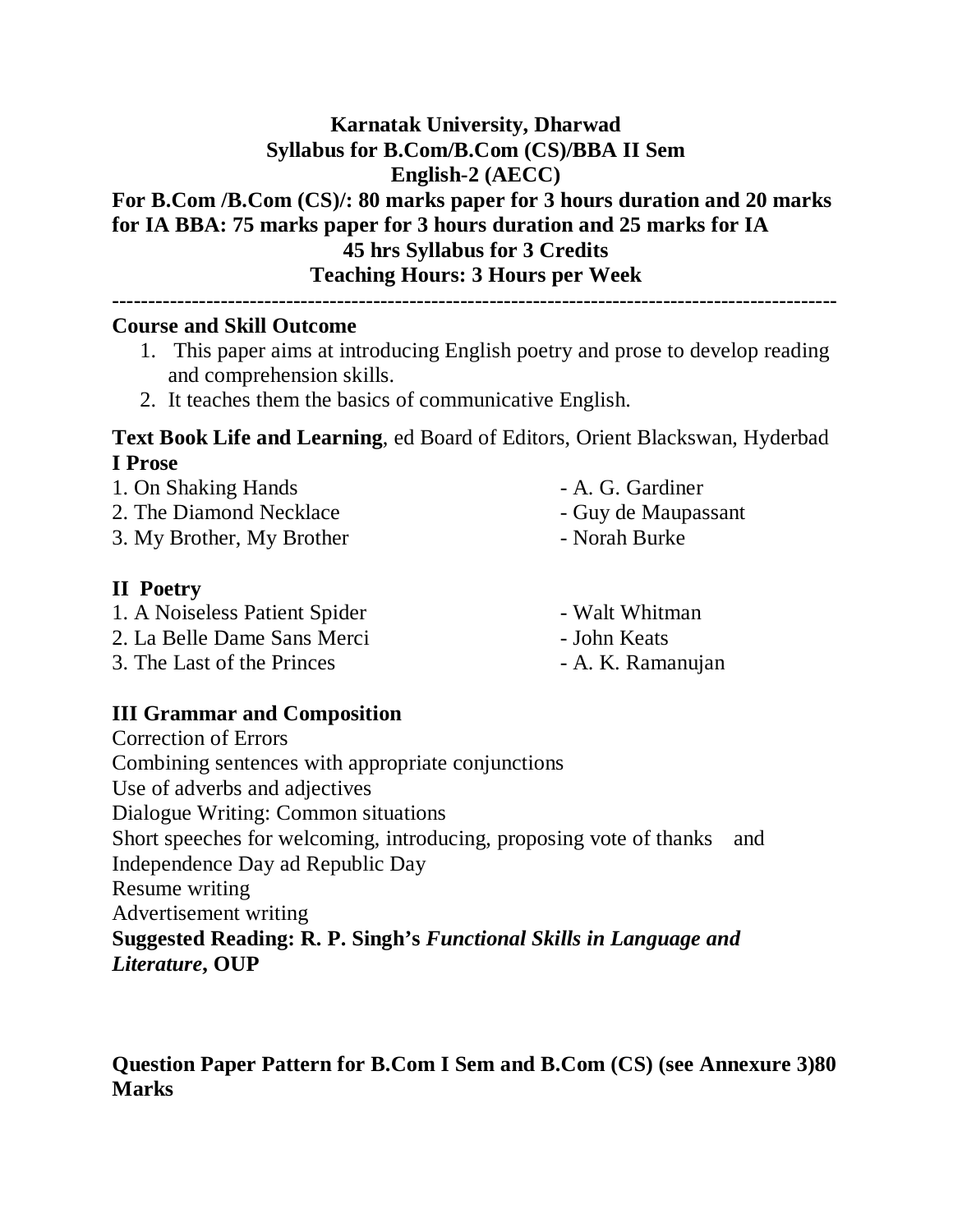**Karnatak University, Dharwad**
**Syllabus for B.Com/B.Com (CS)/BBA II Sem**
**English-2 (AECC)**

**For B.Com /B.Com (CS)/: 80 marks paper for 3 hours duration and 20 marks for IA BBA: 75 marks paper for 3 hours duration and 25 marks for IA**
**45 hrs Syllabus for 3 Credits**
**Teaching Hours: 3 Hours per Week**

---

**Course and Skill Outcome**

1. This paper aims at introducing English poetry and prose to develop reading and comprehension skills.
2. It teaches them the basics of communicative English.

**Text Book Life and Learning**, ed Board of Editors, Orient Blackswan, Hyderbad

**I Prose**

1. On Shaking Hands - A. G. Gardiner
2. The Diamond Necklace - Guy de Maupassant
3. My Brother, My Brother - Norah Burke

**II Poetry**

1. A Noiseless Patient Spider - Walt Whitman
2. La Belle Dame Sans Merci - John Keats
3. The Last of the Princes - A. K. Ramanujan

**III Grammar and Composition**

Correction of Errors
Combining sentences with appropriate conjunctions
Use of adverbs and adjectives
Dialogue Writing: Common situations
Short speeches for welcoming, introducing, proposing vote of thanks and Independence Day ad Republic Day
Resume writing
Advertisement writing

**Suggested Reading: R. P. Singh's *Functional Skills in Language and Literature*, OUP**

**Question Paper Pattern for B.Com I Sem and B.Com (CS) (see Annexure 3)80 Marks**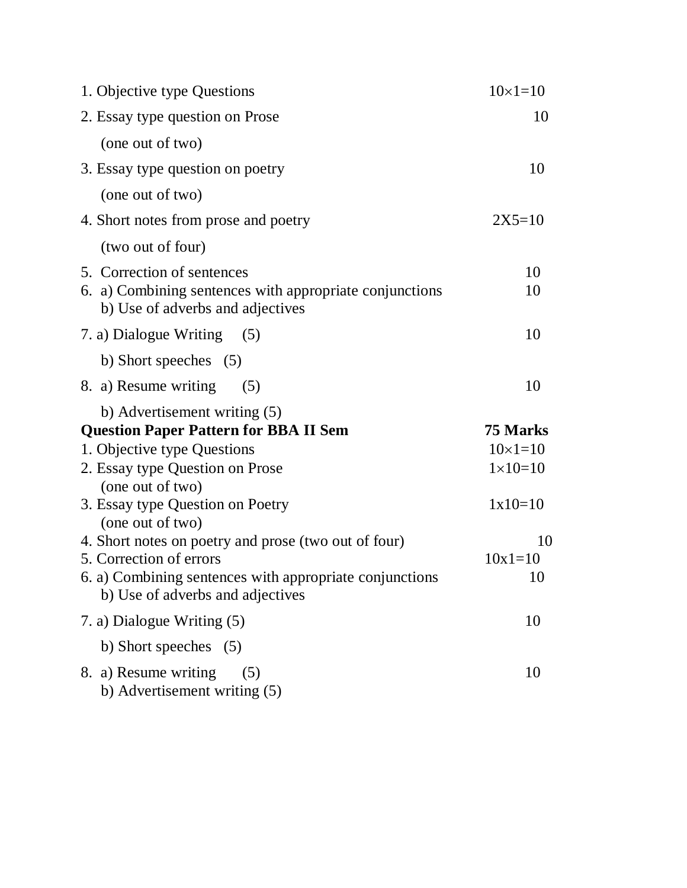| | |
|---|---|
| 1. Objective type Questions | $10\times1=10$ |
| 2. Essay type question on Prose (one out of two) | 10 |
| 3. Essay type question on poetry (one out of two) | 10 |
| 4. Short notes from prose and poetry (two out of four) | 2X5=10 |
| 5. Correction of sentences | 10 |
| 6. a) Combining sentences with appropriate conjunctions<br>b) Use of adverbs and adjectives | 10 |
| 7. a) Dialogue Writing (5)<br>b) Short speeches (5) | 10 |
| 8. a) Resume writing (5)<br>b) Advertisement writing (5) | 10 |

| **Question Paper Pattern for BBA II Sem** | **75 Marks** |
|---|---|
| 1. Objective type Questions | $10\times1=10$ |
| 2. Essay type Question on Prose (one out of two) | $1\times10=10$ |
| 3. Essay type Question on Poetry (one out of two) | 1x10=10 |
| 4. Short notes on poetry and prose (two out of four) | 10 |
| 5. Correction of errors | 10x1=10 |
| 6. a) Combining sentences with appropriate conjunctions<br>b) Use of adverbs and adjectives | 10 |
| 7. a) Dialogue Writing (5)<br>b) Short speeches (5) | 10 |
| 8. a) Resume writing (5)<br>b) Advertisement writing (5) | 10 |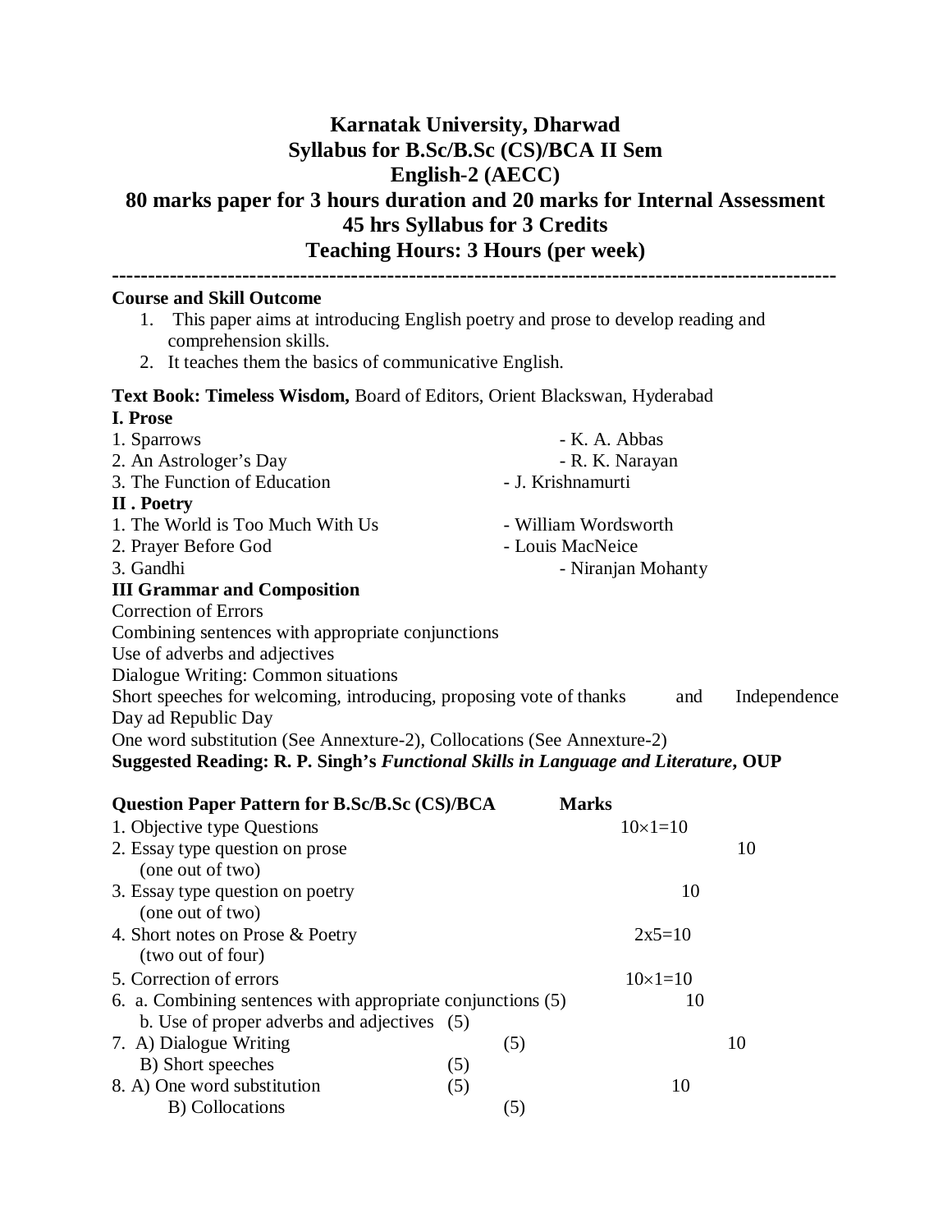# Karnatak University, Dharwad
## Syllabus for B.Sc/B.Sc (CS)/BCA II Sem
## English-2 (AECC)
## 80 marks paper for 3 hours duration and 20 marks for Internal Assessment
## 45 hrs Syllabus for 3 Credits
## Teaching Hours: 3 Hours (per week)

---

**Course and Skill Outcome**

1. This paper aims at introducing English poetry and prose to develop reading and comprehension skills.
2. It teaches them the basics of communicative English.

**Text Book: Timeless Wisdom,** Board of Editors, Orient Blackswan, Hyderabad

**I. Prose**

1. Sparrows - K. A. Abbas
2. An Astrologer's Day - R. K. Narayan
3. The Function of Education - J. Krishnamurti

**II . Poetry**

1. The World is Too Much With Us - William Wordsworth
2. Prayer Before God - Louis MacNeice
3. Gandhi - Niranjan Mohanty

**III Grammar and Composition**

Correction of Errors
Combining sentences with appropriate conjunctions
Use of adverbs and adjectives
Dialogue Writing: Common situations
Short speeches for welcoming, introducing, proposing vote of thanks and Independence Day ad Republic Day
One word substitution (See Annexture-2), Collocations (See Annexture-2)

**Suggested Reading: R. P. Singh's *Functional Skills in Language and Literature*, OUP**

| **Question Paper Pattern for B.Sc/B.Sc (CS)/BCA** | | **Marks** |
|---|---|---|
| 1. Objective type Questions | | 10×1=10 |
| 2. Essay type question on prose (one out of two) | | 10 |
| 3. Essay type question on poetry (one out of two) | | 10 |
| 4. Short notes on Prose & Poetry (two out of four) | | 2x5=10 |
| 5. Correction of errors | | 10×1=10 |
| 6. a. Combining sentences with appropriate conjunctions | (5) | 10 |
| b. Use of proper adverbs and adjectives | (5) | |
| 7. A) Dialogue Writing | (5) | 10 |
| B) Short speeches | (5) | |
| 8. A) One word substitution | (5) | 10 |
| B) Collocations | (5) | |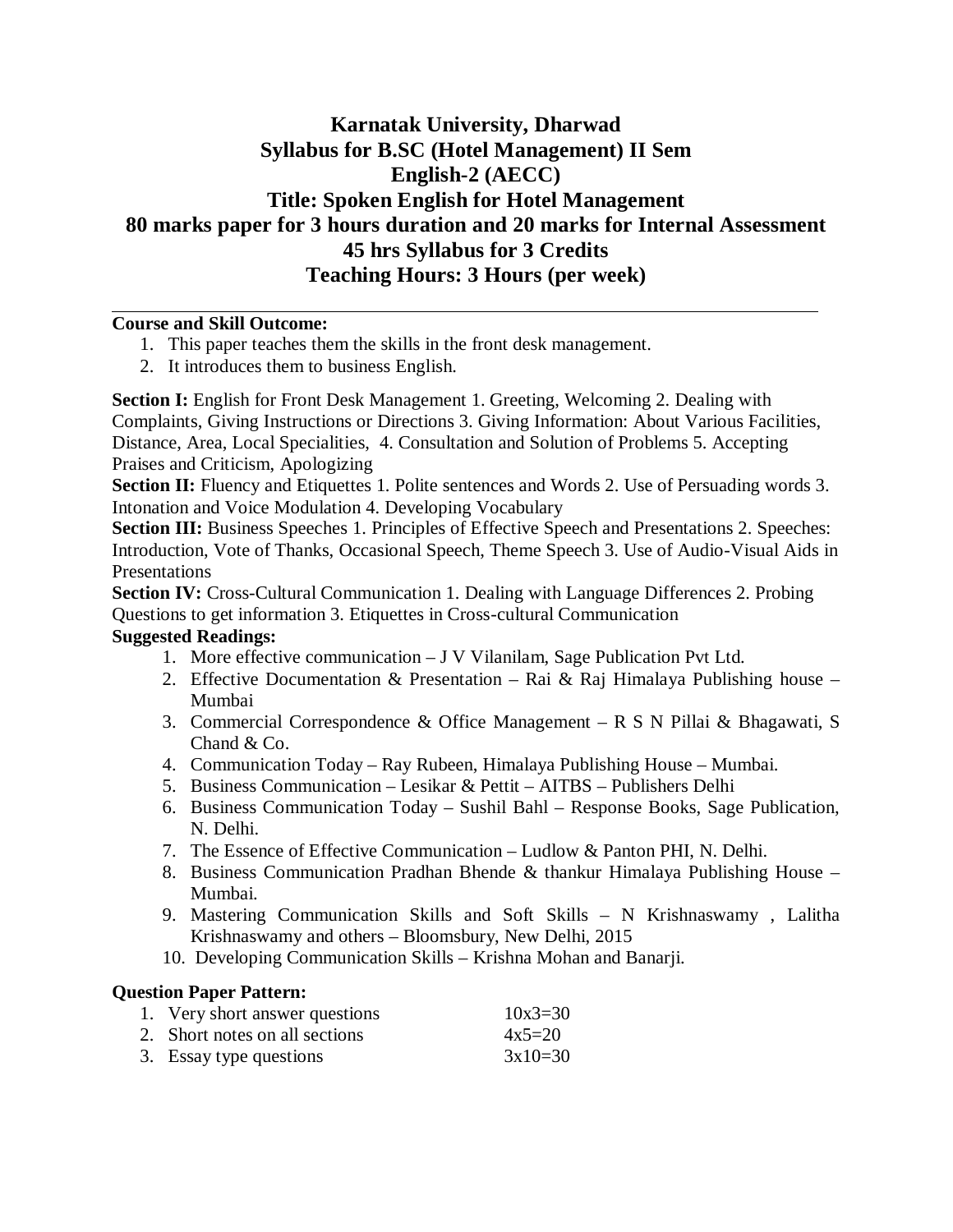# Karnatak University, Dharwad
## Syllabus for B.SC (Hotel Management) II Sem
## English-2 (AECC)
## Title: Spoken English for Hotel Management
## 80 marks paper for 3 hours duration and 20 marks for Internal Assessment
## 45 hrs Syllabus for 3 Credits
## Teaching Hours: 3 Hours (per week)

---

**Course and Skill Outcome:**

1. This paper teaches them the skills in the front desk management.
2. It introduces them to business English.

**Section I:** English for Front Desk Management 1. Greeting, Welcoming 2. Dealing with Complaints, Giving Instructions or Directions 3. Giving Information: About Various Facilities, Distance, Area, Local Specialities, 4. Consultation and Solution of Problems 5. Accepting Praises and Criticism, Apologizing

**Section II:** Fluency and Etiquettes 1. Polite sentences and Words 2. Use of Persuading words 3. Intonation and Voice Modulation 4. Developing Vocabulary

**Section III:** Business Speeches 1. Principles of Effective Speech and Presentations 2. Speeches: Introduction, Vote of Thanks, Occasional Speech, Theme Speech 3. Use of Audio-Visual Aids in Presentations

**Section IV:** Cross-Cultural Communication 1. Dealing with Language Differences 2. Probing Questions to get information 3. Etiquettes in Cross-cultural Communication

**Suggested Readings:**

1. More effective communication – J V Vilanilam, Sage Publication Pvt Ltd.
2. Effective Documentation & Presentation – Rai & Raj Himalaya Publishing house – Mumbai
3. Commercial Correspondence & Office Management – R S N Pillai & Bhagawati, S Chand & Co.
4. Communication Today – Ray Rubeen, Himalaya Publishing House – Mumbai.
5. Business Communication – Lesikar & Pettit – AITBS – Publishers Delhi
6. Business Communication Today – Sushil Bahl – Response Books, Sage Publication, N. Delhi.
7. The Essence of Effective Communication – Ludlow & Panton PHI, N. Delhi.
8. Business Communication Pradhan Bhende & thankur Himalaya Publishing House – Mumbai.
9. Mastering Communication Skills and Soft Skills – N Krishnaswamy , Lalitha Krishnaswamy and others – Bloomsbury, New Delhi, 2015
10. Developing Communication Skills – Krishna Mohan and Banarji.

**Question Paper Pattern:**

| | |
|---|---|
| 1. Very short answer questions | 10x3=30 |
| 2. Short notes on all sections | 4x5=20 |
| 3. Essay type questions | 3x10=30 |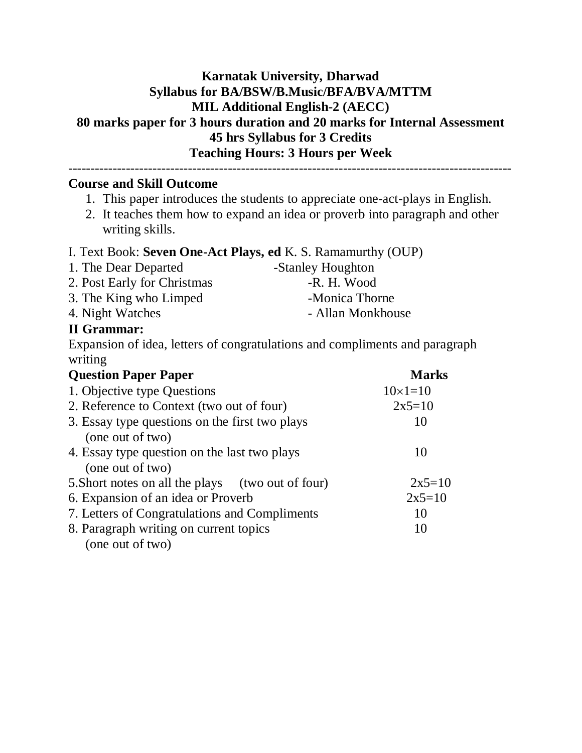**Karnatak University, Dharwad**
**Syllabus for BA/BSW/B.Music/BFA/BVA/MTTM**
**MIL Additional English-2 (AECC)**
**80 marks paper for 3 hours duration and 20 marks for Internal Assessment**
**45 hrs Syllabus for 3 Credits**
**Teaching Hours: 3 Hours per Week**

---

**Course and Skill Outcome**

1. This paper introduces the students to appreciate one-act-plays in English.
2. It teaches them how to expand an idea or proverb into paragraph and other writing skills.

I. Text Book: **Seven One-Act Plays, ed** K. S. Ramamurthy (OUP)

| | |
|---|---|
| 1. The Dear Departed | -Stanley Houghton |
| 2. Post Early for Christmas | -R. H. Wood |
| 3. The King who Limped | -Monica Thorne |
| 4. Night Watches | - Allan Monkhouse |

**II Grammar:**

Expansion of idea, letters of congratulations and compliments and paragraph writing

| **Question Paper Paper** | **Marks** |
|---|---|
| 1. Objective type Questions | $10\times1=10$ |
| 2. Reference to Context (two out of four) | 2x5=10 |
| 3. Essay type questions on the first two plays (one out of two) | 10 |
| 4. Essay type question on the last two plays (one out of two) | 10 |
| 5.Short notes on all the plays (two out of four) | 2x5=10 |
| 6. Expansion of an idea or Proverb | 2x5=10 |
| 7. Letters of Congratulations and Compliments | 10 |
| 8. Paragraph writing on current topics (one out of two) | 10 |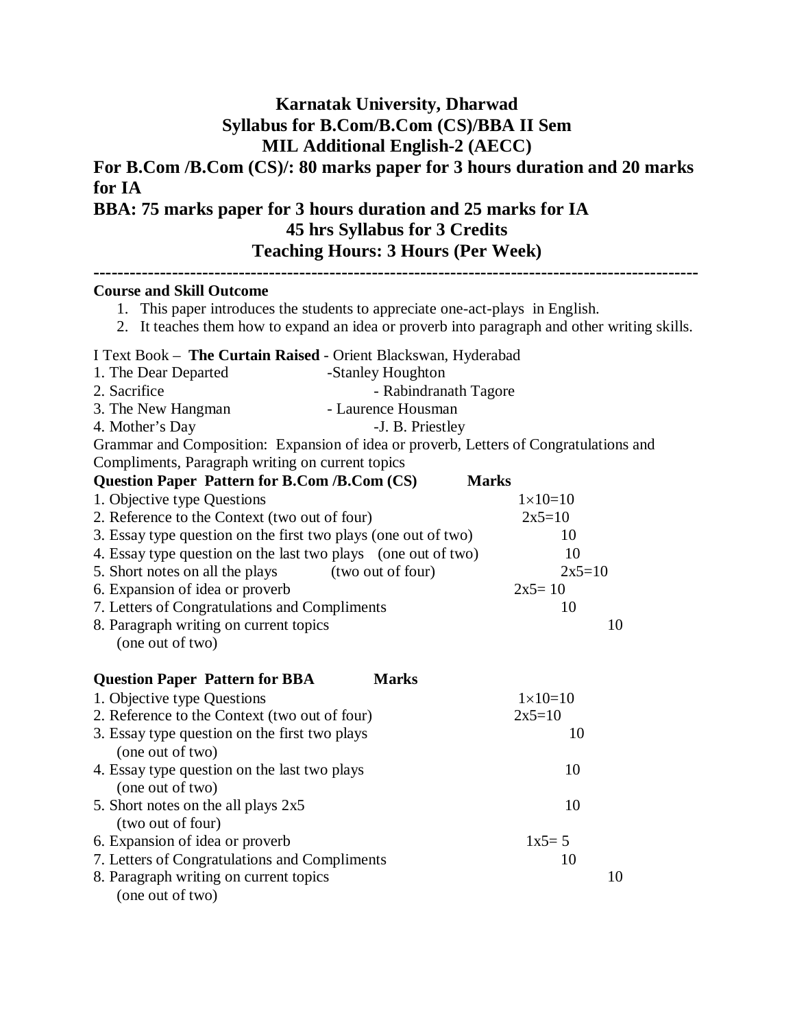# Karnatak University, Dharwad

## Syllabus for B.Com/B.Com (CS)/BBA II Sem

## MIL Additional English-2 (AECC)

**For B.Com /B.Com (CS)/: 80 marks paper for 3 hours duration and 20 marks for IA**

**BBA: 75 marks paper for 3 hours duration and 25 marks for IA**

**45 hrs Syllabus for 3 Credits**

**Teaching Hours: 3 Hours (Per Week)**

---

**Course and Skill Outcome**

1. This paper introduces the students to appreciate one-act-plays in English.
2. It teaches them how to expand an idea or proverb into paragraph and other writing skills.

I Text Book – **The Curtain Raised** - Orient Blackswan, Hyderabad

1. The Dear Departed -Stanley Houghton
2. Sacrifice - Rabindranath Tagore
3. The New Hangman - Laurence Housman
4. Mother's Day -J. B. Priestley

Grammar and Composition: Expansion of idea or proverb, Letters of Congratulations and Compliments, Paragraph writing on current topics

| **Question Paper Pattern for B.Com /B.Com (CS)** | **Marks** |
|---|---|
| 1. Objective type Questions | $1\times10=10$ |
| 2. Reference to the Context (two out of four) | 2x5=10 |
| 3. Essay type question on the first two plays (one out of two) | 10 |
| 4. Essay type question on the last two plays (one out of two) | 10 |
| 5. Short notes on all the plays (two out of four) | 2x5=10 |
| 6. Expansion of idea or proverb | 2x5= 10 |
| 7. Letters of Congratulations and Compliments | 10 |
| 8. Paragraph writing on current topics (one out of two) | 10 |

| **Question Paper Pattern for BBA** | **Marks** |
|---|---|
| 1. Objective type Questions | $1\times10=10$ |
| 2. Reference to the Context (two out of four) | 2x5=10 |
| 3. Essay type question on the first two plays (one out of two) | 10 |
| 4. Essay type question on the last two plays (one out of two) | 10 |
| 5. Short notes on the all plays 2x5 (two out of four) | 10 |
| 6. Expansion of idea or proverb | 1x5= 5 |
| 7. Letters of Congratulations and Compliments | 10 |
| 8. Paragraph writing on current topics (one out of two) | 10 |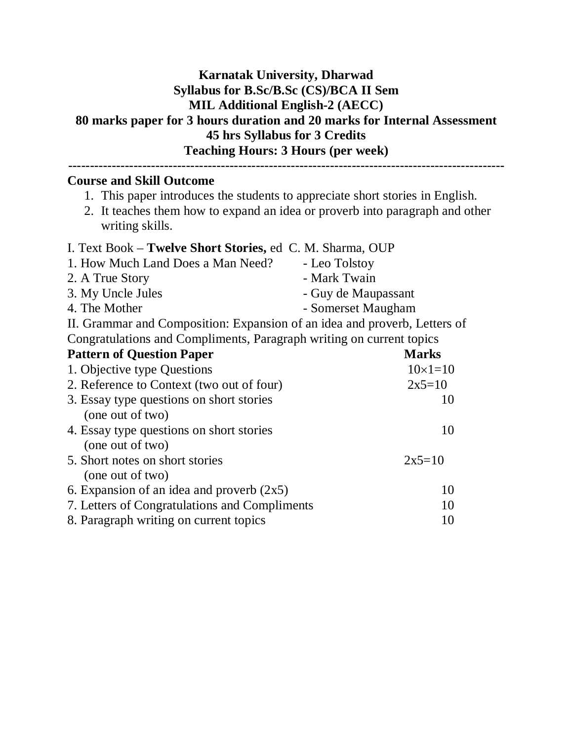**Karnatak University, Dharwad**
**Syllabus for B.Sc/B.Sc (CS)/BCA II Sem**
**MIL Additional English-2 (AECC)**
**80 marks paper for 3 hours duration and 20 marks for Internal Assessment**
**45 hrs Syllabus for 3 Credits**
**Teaching Hours: 3 Hours (per week)**

---

**Course and Skill Outcome**

1. This paper introduces the students to appreciate short stories in English.
2. It teaches them how to expand an idea or proverb into paragraph and other writing skills.

I. Text Book – **Twelve Short Stories,** ed C. M. Sharma, OUP

| | |
|---|---|
| 1. How Much Land Does a Man Need? | - Leo Tolstoy |
| 2. A True Story | - Mark Twain |
| 3. My Uncle Jules | - Guy de Maupassant |
| 4. The Mother | - Somerset Maugham |

II. Grammar and Composition: Expansion of an idea and proverb, Letters of Congratulations and Compliments, Paragraph writing on current topics

| **Pattern of Question Paper** | **Marks** |
|---|---|
| 1. Objective type Questions | $10\times1=10$ |
| 2. Reference to Context (two out of four) | 2x5=10 |
| 3. Essay type questions on short stories (one out of two) | 10 |
| 4. Essay type questions on short stories (one out of two) | 10 |
| 5. Short notes on short stories (one out of two) | 2x5=10 |
| 6. Expansion of an idea and proverb (2x5) | 10 |
| 7. Letters of Congratulations and Compliments | 10 |
| 8. Paragraph writing on current topics | 10 |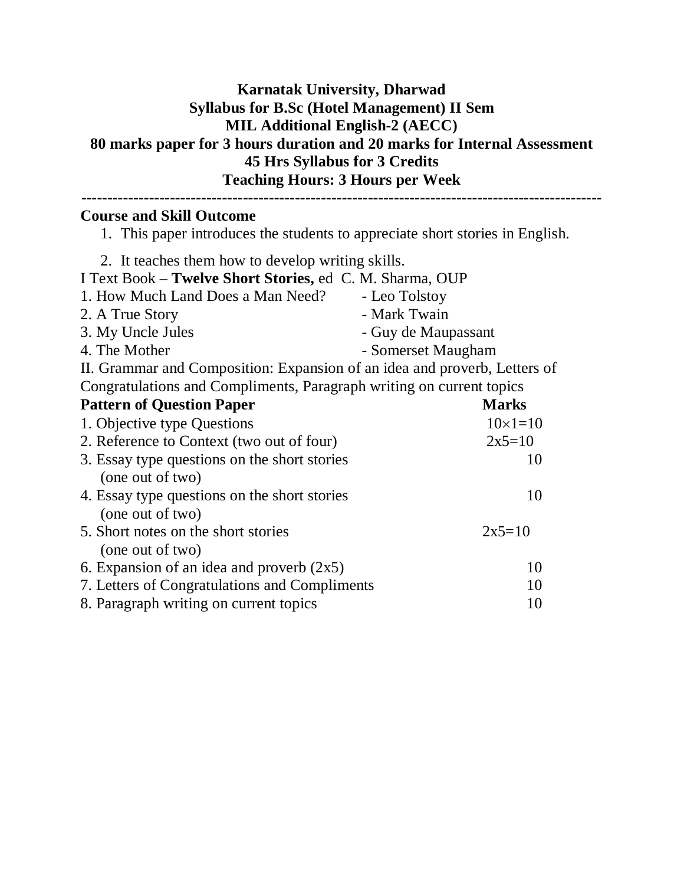**Karnatak University, Dharwad**
**Syllabus for B.Sc (Hotel Management) II Sem**
**MIL Additional English-2 (AECC)**
**80 marks paper for 3 hours duration and 20 marks for Internal Assessment**
**45 Hrs Syllabus for 3 Credits**
**Teaching Hours: 3 Hours per Week**

---

**Course and Skill Outcome**

1. This paper introduces the students to appreciate short stories in English.
2. It teaches them how to develop writing skills.

I Text Book – **Twelve Short Stories,** ed C. M. Sharma, OUP

1. How Much Land Does a Man Need? - Leo Tolstoy
2. A True Story - Mark Twain
3. My Uncle Jules - Guy de Maupassant
4. The Mother - Somerset Maugham

II. Grammar and Composition: Expansion of an idea and proverb, Letters of Congratulations and Compliments, Paragraph writing on current topics

| **Pattern of Question Paper** | **Marks** |
|---|---|
| 1. Objective type Questions | $10\times1=10$ |
| 2. Reference to Context (two out of four) | 2x5=10 |
| 3. Essay type questions on the short stories (one out of two) | 10 |
| 4. Essay type questions on the short stories (one out of two) | 10 |
| 5. Short notes on the short stories (one out of two) | 2x5=10 |
| 6. Expansion of an idea and proverb (2x5) | 10 |
| 7. Letters of Congratulations and Compliments | 10 |
| 8. Paragraph writing on current topics | 10 |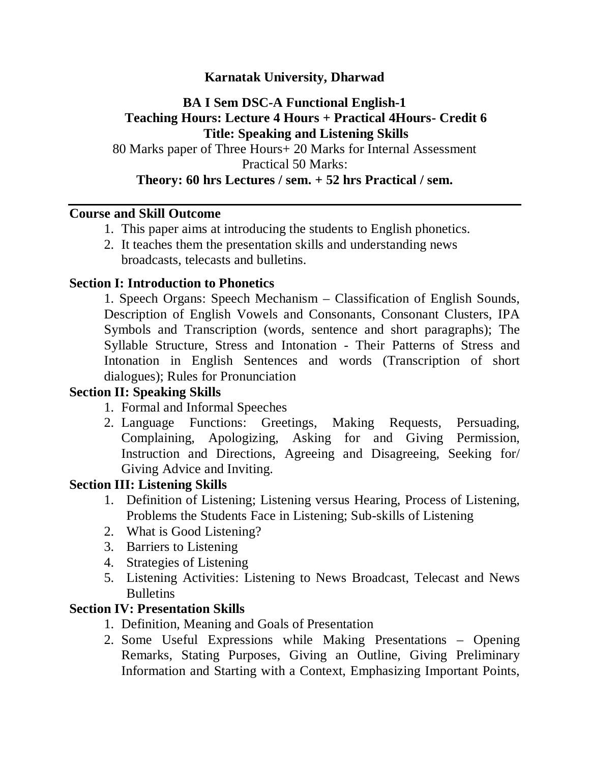**Karnatak University, Dharwad**

**BA I Sem DSC-A Functional English-1**
**Teaching Hours: Lecture 4 Hours + Practical 4Hours- Credit 6**
**Title: Speaking and Listening Skills**

80 Marks paper of Three Hours+ 20 Marks for Internal Assessment
Practical 50 Marks:

**Theory: 60 hrs Lectures / sem. + 52 hrs Practical / sem.**

---

**Course and Skill Outcome**

1. This paper aims at introducing the students to English phonetics.
2. It teaches them the presentation skills and understanding news broadcasts, telecasts and bulletins.

**Section I: Introduction to Phonetics**

1. Speech Organs: Speech Mechanism – Classification of English Sounds, Description of English Vowels and Consonants, Consonant Clusters, IPA Symbols and Transcription (words, sentence and short paragraphs); The Syllable Structure, Stress and Intonation - Their Patterns of Stress and Intonation in English Sentences and words (Transcription of short dialogues); Rules for Pronunciation

**Section II: Speaking Skills**

1. Formal and Informal Speeches
2. Language Functions: Greetings, Making Requests, Persuading, Complaining, Apologizing, Asking for and Giving Permission, Instruction and Directions, Agreeing and Disagreeing, Seeking for/ Giving Advice and Inviting.

**Section III: Listening Skills**

1. Definition of Listening; Listening versus Hearing, Process of Listening, Problems the Students Face in Listening; Sub-skills of Listening
2. What is Good Listening?
3. Barriers to Listening
4. Strategies of Listening
5. Listening Activities: Listening to News Broadcast, Telecast and News Bulletins

**Section IV: Presentation Skills**

1. Definition, Meaning and Goals of Presentation
2. Some Useful Expressions while Making Presentations – Opening Remarks, Stating Purposes, Giving an Outline, Giving Preliminary Information and Starting with a Context, Emphasizing Important Points,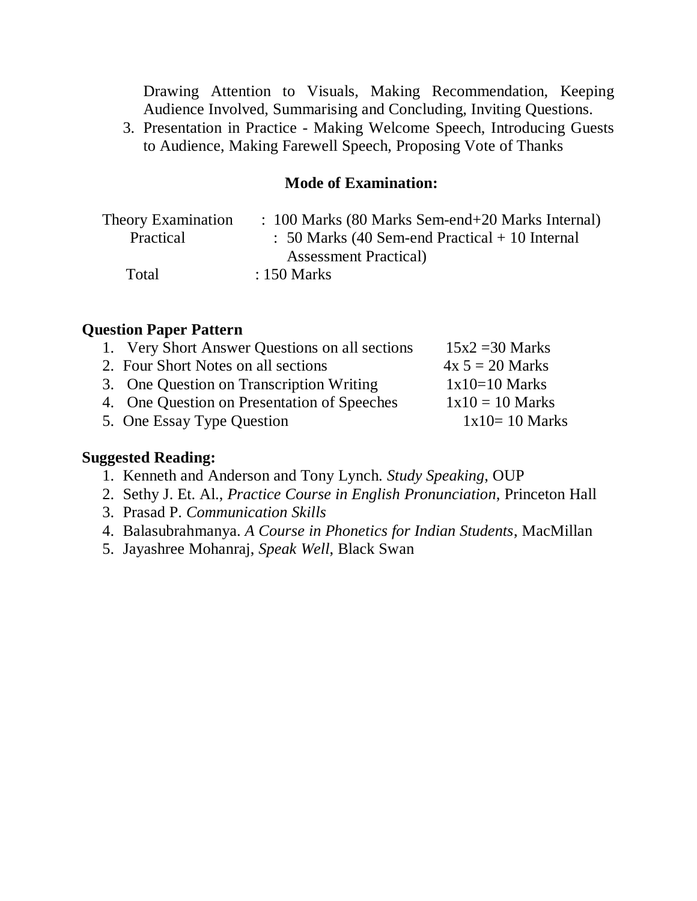Drawing Attention to Visuals, Making Recommendation, Keeping Audience Involved, Summarising and Concluding, Inviting Questions.

3. Presentation in Practice - Making Welcome Speech, Introducing Guests to Audience, Making Farewell Speech, Proposing Vote of Thanks

**Mode of Examination:**

| | |
|---|---|
| Theory Examination | : 100 Marks (80 Marks Sem-end+20 Marks Internal) |
| Practical | : 50 Marks (40 Sem-end Practical + 10 Internal Assessment Practical) |
| Total | : 150 Marks |

**Question Paper Pattern**

| | |
|---|---|
| 1. Very Short Answer Questions on all sections | 15x2 =30 Marks |
| 2. Four Short Notes on all sections | 4x 5 = 20 Marks |
| 3. One Question on Transcription Writing | 1x10=10 Marks |
| 4. One Question on Presentation of Speeches | 1x10 = 10 Marks |
| 5. One Essay Type Question | 1x10= 10 Marks |

**Suggested Reading:**

1. Kenneth and Anderson and Tony Lynch. *Study Speaking*, OUP
2. Sethy J. Et. Al., *Practice Course in English Pronunciation*, Princeton Hall
3. Prasad P. *Communication Skills*
4. Balasubrahmanya. *A Course in Phonetics for Indian Students*, MacMillan
5. Jayashree Mohanraj, *Speak Well*, Black Swan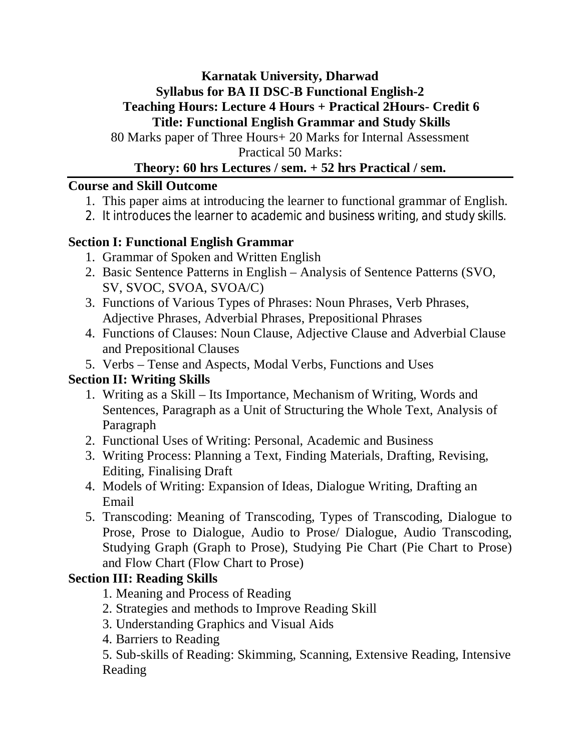**Karnatak University, Dharwad**
**Syllabus for BA II DSC-B Functional English-2**
**Teaching Hours: Lecture 4 Hours + Practical 2Hours- Credit 6**
**Title: Functional English Grammar and Study Skills**

80 Marks paper of Three Hours+ 20 Marks for Internal Assessment
Practical 50 Marks:

**Theory: 60 hrs Lectures / sem. + 52 hrs Practical / sem.**

---

**Course and Skill Outcome**

1. This paper aims at introducing the learner to functional grammar of English.
2. It introduces the learner to academic and business writing, and study skills.

**Section I: Functional English Grammar**

1. Grammar of Spoken and Written English
2. Basic Sentence Patterns in English – Analysis of Sentence Patterns (SVO, SV, SVOC, SVOA, SVOA/C)
3. Functions of Various Types of Phrases: Noun Phrases, Verb Phrases, Adjective Phrases, Adverbial Phrases, Prepositional Phrases
4. Functions of Clauses: Noun Clause, Adjective Clause and Adverbial Clause and Prepositional Clauses
5. Verbs – Tense and Aspects, Modal Verbs, Functions and Uses

**Section II: Writing Skills**

1. Writing as a Skill – Its Importance, Mechanism of Writing, Words and Sentences, Paragraph as a Unit of Structuring the Whole Text, Analysis of Paragraph
2. Functional Uses of Writing: Personal, Academic and Business
3. Writing Process: Planning a Text, Finding Materials, Drafting, Revising, Editing, Finalising Draft
4. Models of Writing: Expansion of Ideas, Dialogue Writing, Drafting an Email
5. Transcoding: Meaning of Transcoding, Types of Transcoding, Dialogue to Prose, Prose to Dialogue, Audio to Prose/ Dialogue, Audio Transcoding, Studying Graph (Graph to Prose), Studying Pie Chart (Pie Chart to Prose) and Flow Chart (Flow Chart to Prose)

**Section III: Reading Skills**

1. Meaning and Process of Reading
2. Strategies and methods to Improve Reading Skill
3. Understanding Graphics and Visual Aids
4. Barriers to Reading
5. Sub-skills of Reading: Skimming, Scanning, Extensive Reading, Intensive Reading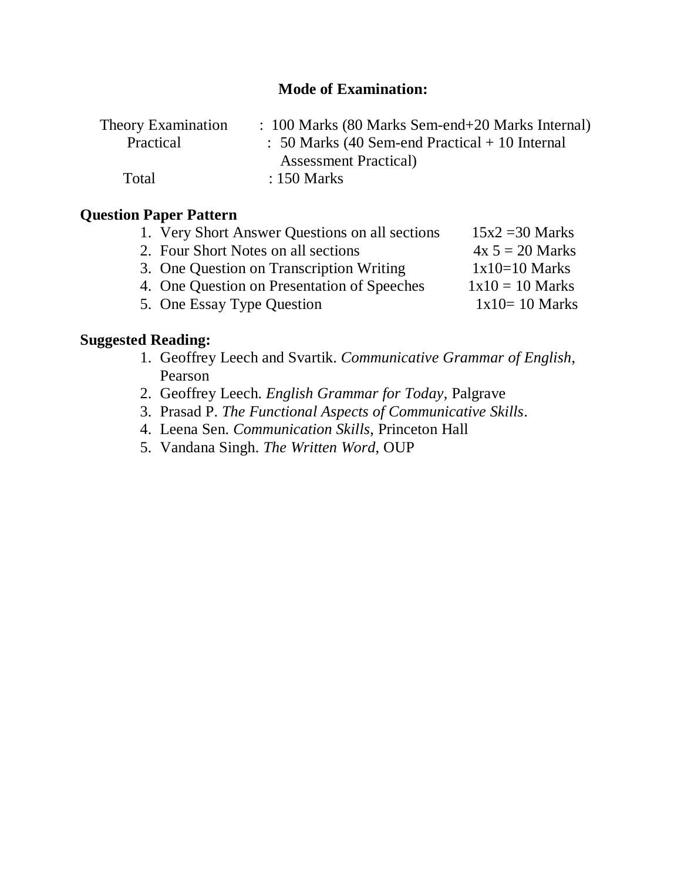**Mode of Examination:**

| | |
|---|---|
| Theory Examination | : 100 Marks (80 Marks Sem-end+20 Marks Internal) |
| Practical | : 50 Marks (40 Sem-end Practical + 10 Internal Assessment Practical) |
| Total | : 150 Marks |

**Question Paper Pattern**

1. Very Short Answer Questions on all sections 15x2 =30 Marks
2. Four Short Notes on all sections 4x 5 = 20 Marks
3. One Question on Transcription Writing 1x10=10 Marks
4. One Question on Presentation of Speeches 1x10 = 10 Marks
5. One Essay Type Question 1x10= 10 Marks

**Suggested Reading:**

1. Geoffrey Leech and Svartik. *Communicative Grammar of English*, Pearson
2. Geoffrey Leech. *English Grammar for Today*, Palgrave
3. Prasad P. *The Functional Aspects of Communicative Skills*.
4. Leena Sen. *Communication Skills*, Princeton Hall
5. Vandana Singh. *The Written Word*, OUP